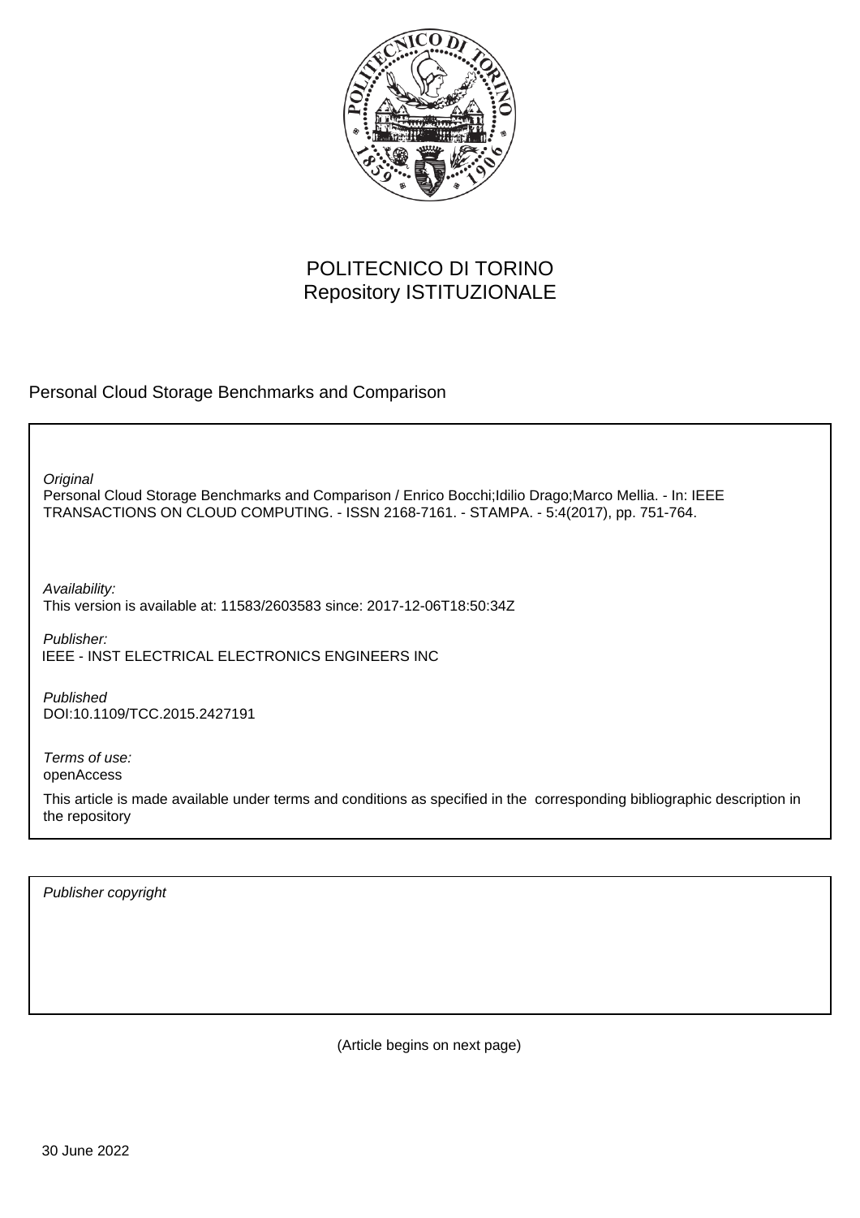POLITECNICO DI TORINO
Repository ISTITUZIONALE

Personal Cloud Storage Benchmarks and Comparison

*Original*
Personal Cloud Storage Benchmarks and Comparison / Enrico Bocchi;Idilio Drago;Marco Mellia. - In: IEEE TRANSACTIONS ON CLOUD COMPUTING. - ISSN 2168-7161. - STAMPA. - 5:4(2017), pp. 751-764.

*Availability:*
This version is available at: 11583/2603583 since: 2017-12-06T18:50:34Z

*Publisher:*
IEEE - INST ELECTRICAL ELECTRONICS ENGINEERS INC

*Published*
DOI:10.1109/TCC.2015.2427191

*Terms of use:*
openAccess

This article is made available under terms and conditions as specified in the corresponding bibliographic description in the repository

*Publisher copyright*

(Article begins on next page)

30 June 2022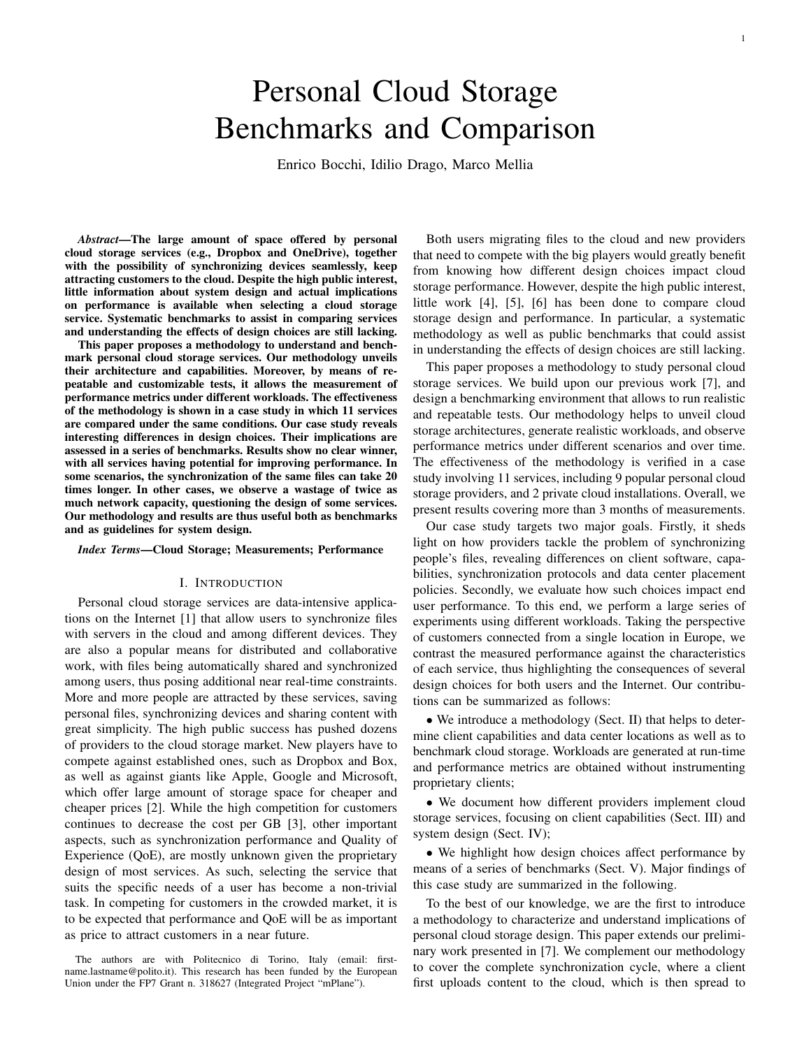# Personal Cloud Storage Benchmarks and Comparison

Enrico Bocchi, Idilio Drago, Marco Mellia

***Abstract*—The large amount of space offered by personal cloud storage services (e.g., Dropbox and OneDrive), together with the possibility of synchronizing devices seamlessly, keep attracting customers to the cloud. Despite the high public interest, little information about system design and actual implications on performance is available when selecting a cloud storage service. Systematic benchmarks to assist in comparing services and understanding the effects of design choices are still lacking.**

**This paper proposes a methodology to understand and benchmark personal cloud storage services. Our methodology unveils their architecture and capabilities. Moreover, by means of repeatable and customizable tests, it allows the measurement of performance metrics under different workloads. The effectiveness of the methodology is shown in a case study in which 11 services are compared under the same conditions. Our case study reveals interesting differences in design choices. Their implications are assessed in a series of benchmarks. Results show no clear winner, with all services having potential for improving performance. In some scenarios, the synchronization of the same files can take 20 times longer. In other cases, we observe a wastage of twice as much network capacity, questioning the design of some services. Our methodology and results are thus useful both as benchmarks and as guidelines for system design.**

***Index Terms*—Cloud Storage; Measurements; Performance**

## I. Introduction

Personal cloud storage services are data-intensive applications on the Internet [1] that allow users to synchronize files with servers in the cloud and among different devices. They are also a popular means for distributed and collaborative work, with files being automatically shared and synchronized among users, thus posing additional near real-time constraints. More and more people are attracted by these services, saving personal files, synchronizing devices and sharing content with great simplicity. The high public success has pushed dozens of providers to the cloud storage market. New players have to compete against established ones, such as Dropbox and Box, as well as against giants like Apple, Google and Microsoft, which offer large amount of storage space for cheaper and cheaper prices [2]. While the high competition for customers continues to decrease the cost per GB [3], other important aspects, such as synchronization performance and Quality of Experience (QoE), are mostly unknown given the proprietary design of most services. As such, selecting the service that suits the specific needs of a user has become a non-trivial task. In competing for customers in the crowded market, it is to be expected that performance and QoE will be as important as price to attract customers in a near future.

Both users migrating files to the cloud and new providers that need to compete with the big players would greatly benefit from knowing how different design choices impact cloud storage performance. However, despite the high public interest, little work [4], [5], [6] has been done to compare cloud storage design and performance. In particular, a systematic methodology as well as public benchmarks that could assist in understanding the effects of design choices are still lacking.

This paper proposes a methodology to study personal cloud storage services. We build upon our previous work [7], and design a benchmarking environment that allows to run realistic and repeatable tests. Our methodology helps to unveil cloud storage architectures, generate realistic workloads, and observe performance metrics under different scenarios and over time. The effectiveness of the methodology is verified in a case study involving 11 services, including 9 popular personal cloud storage providers, and 2 private cloud installations. Overall, we present results covering more than 3 months of measurements.

Our case study targets two major goals. Firstly, it sheds light on how providers tackle the problem of synchronizing people's files, revealing differences on client software, capabilities, synchronization protocols and data center placement policies. Secondly, we evaluate how such choices impact end user performance. To this end, we perform a large series of experiments using different workloads. Taking the perspective of customers connected from a single location in Europe, we contrast the measured performance against the characteristics of each service, thus highlighting the consequences of several design choices for both users and the Internet. Our contributions can be summarized as follows:

- We introduce a methodology (Sect. II) that helps to determine client capabilities and data center locations as well as to benchmark cloud storage. Workloads are generated at run-time and performance metrics are obtained without instrumenting proprietary clients;
- We document how different providers implement cloud storage services, focusing on client capabilities (Sect. III) and system design (Sect. IV);
- We highlight how design choices affect performance by means of a series of benchmarks (Sect. V). Major findings of this case study are summarized in the following.

To the best of our knowledge, we are the first to introduce a methodology to characterize and understand implications of personal cloud storage design. This paper extends our preliminary work presented in [7]. We complement our methodology to cover the complete synchronization cycle, where a client first uploads content to the cloud, which is then spread to

The authors are with Politecnico di Torino, Italy (email: firstname.lastname@polito.it). This research has been funded by the European Union under the FP7 Grant n. 318627 (Integrated Project "mPlane").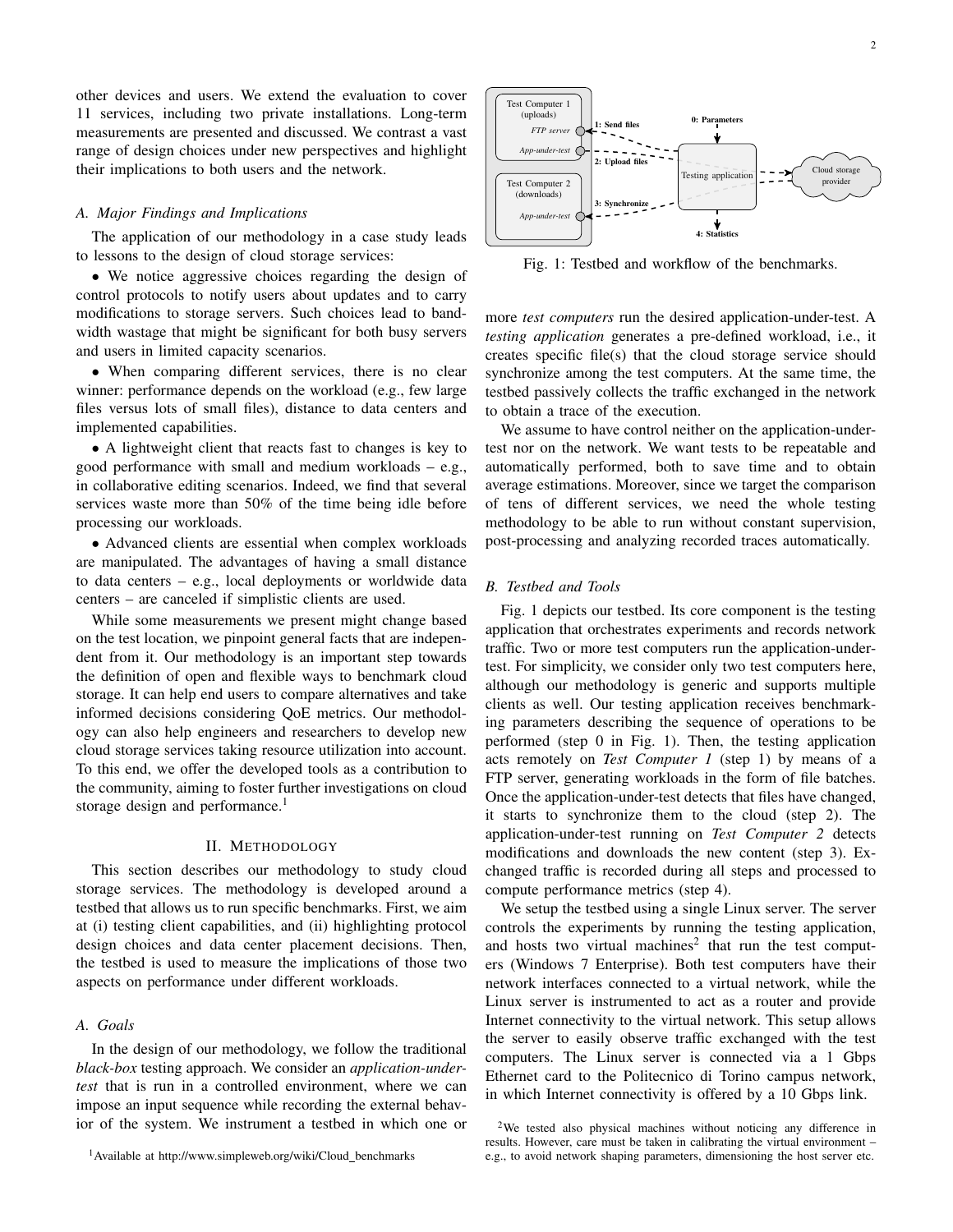other devices and users. We extend the evaluation to cover 11 services, including two private installations. Long-term measurements are presented and discussed. We contrast a vast range of design choices under new perspectives and highlight their implications to both users and the network.

### A. Major Findings and Implications

The application of our methodology in a case study leads to lessons to the design of cloud storage services:

- We notice aggressive choices regarding the design of control protocols to notify users about updates and to carry modifications to storage servers. Such choices lead to bandwidth wastage that might be significant for both busy servers and users in limited capacity scenarios.
- When comparing different services, there is no clear winner: performance depends on the workload (e.g., few large files versus lots of small files), distance to data centers and implemented capabilities.
- A lightweight client that reacts fast to changes is key to good performance with small and medium workloads – e.g., in collaborative editing scenarios. Indeed, we find that several services waste more than 50% of the time being idle before processing our workloads.
- Advanced clients are essential when complex workloads are manipulated. The advantages of having a small distance to data centers – e.g., local deployments or worldwide data centers – are canceled if simplistic clients are used.

While some measurements we present might change based on the test location, we pinpoint general facts that are independent from it. Our methodology is an important step towards the definition of open and flexible ways to benchmark cloud storage. It can help end users to compare alternatives and take informed decisions considering QoE metrics. Our methodology can also help engineers and researchers to develop new cloud storage services taking resource utilization into account. To this end, we offer the developed tools as a contribution to the community, aiming to foster further investigations on cloud storage design and performance.[1]

## II. Methodology

This section describes our methodology to study cloud storage services. The methodology is developed around a testbed that allows us to run specific benchmarks. First, we aim at (i) testing client capabilities, and (ii) highlighting protocol design choices and data center placement decisions. Then, the testbed is used to measure the implications of those two aspects on performance under different workloads.

### A. Goals

In the design of our methodology, we follow the traditional *black-box* testing approach. We consider an *application-under-test* that is run in a controlled environment, where we can impose an input sequence while recording the external behavior of the system. We instrument a testbed in which one or more *test computers* run the desired application-under-test. A *testing application* generates a pre-defined workload, i.e., it creates specific file(s) that the cloud storage service should synchronize among the test computers. At the same time, the testbed passively collects the traffic exchanged in the network to obtain a trace of the execution.

We assume to have control neither on the application-under-test nor on the network. We want tests to be repeatable and automatically performed, both to save time and to obtain average estimations. Moreover, since we target the comparison of tens of different services, we need the whole testing methodology to be able to run without constant supervision, post-processing and analyzing recorded traces automatically.

Test Computer 1 (uploads) — FTP server — App-under-test; Test Computer 2 (downloads) — App-under-test; 0: Parameters; 1: Send files; 2: Upload files; 3: Synchronize; 4: Statistics; Testing application; Cloud storage provider

Fig. 1: Testbed and workflow of the benchmarks.

### B. Testbed and Tools

Fig. 1 depicts our testbed. Its core component is the testing application that orchestrates experiments and records network traffic. Two or more test computers run the application-under-test. For simplicity, we consider only two test computers here, although our methodology is generic and supports multiple clients as well. Our testing application receives benchmarking parameters describing the sequence of operations to be performed (step 0 in Fig. 1). Then, the testing application acts remotely on *Test Computer 1* (step 1) by means of a FTP server, generating workloads in the form of file batches. Once the application-under-test detect that files have changed, it starts to synchronize them to the cloud (step 2). The application-under-test running on *Test Computer 2* detects modifications and downloads the new content (step 3). Exchanged traffic is recorded during all steps and processed to compute performance metrics (step 4).

We setup the testbed using a single Linux server. The server controls the experiments by running the testing application, and hosts two virtual machines[2] that run the test computers (Windows 7 Enterprise). Both test computers have their network interfaces connected to a virtual network, while the Linux server is instrumented to act as a router and provide Internet connectivity to the virtual network. This setup allows the server to easily observe traffic exchanged with the test computers. The Linux server is connected via a 1 Gbps Ethernet card to the Politecnico di Torino campus network, in which Internet connectivity is offered by a 10 Gbps link.

[1] Available at http://www.simpleweb.org/wiki/Cloud_benchmarks

[2] We tested also physical machines without noticing any difference in results. However, care must be taken in calibrating the virtual environment – e.g., to avoid network shaping parameters, dimensioning the host server etc.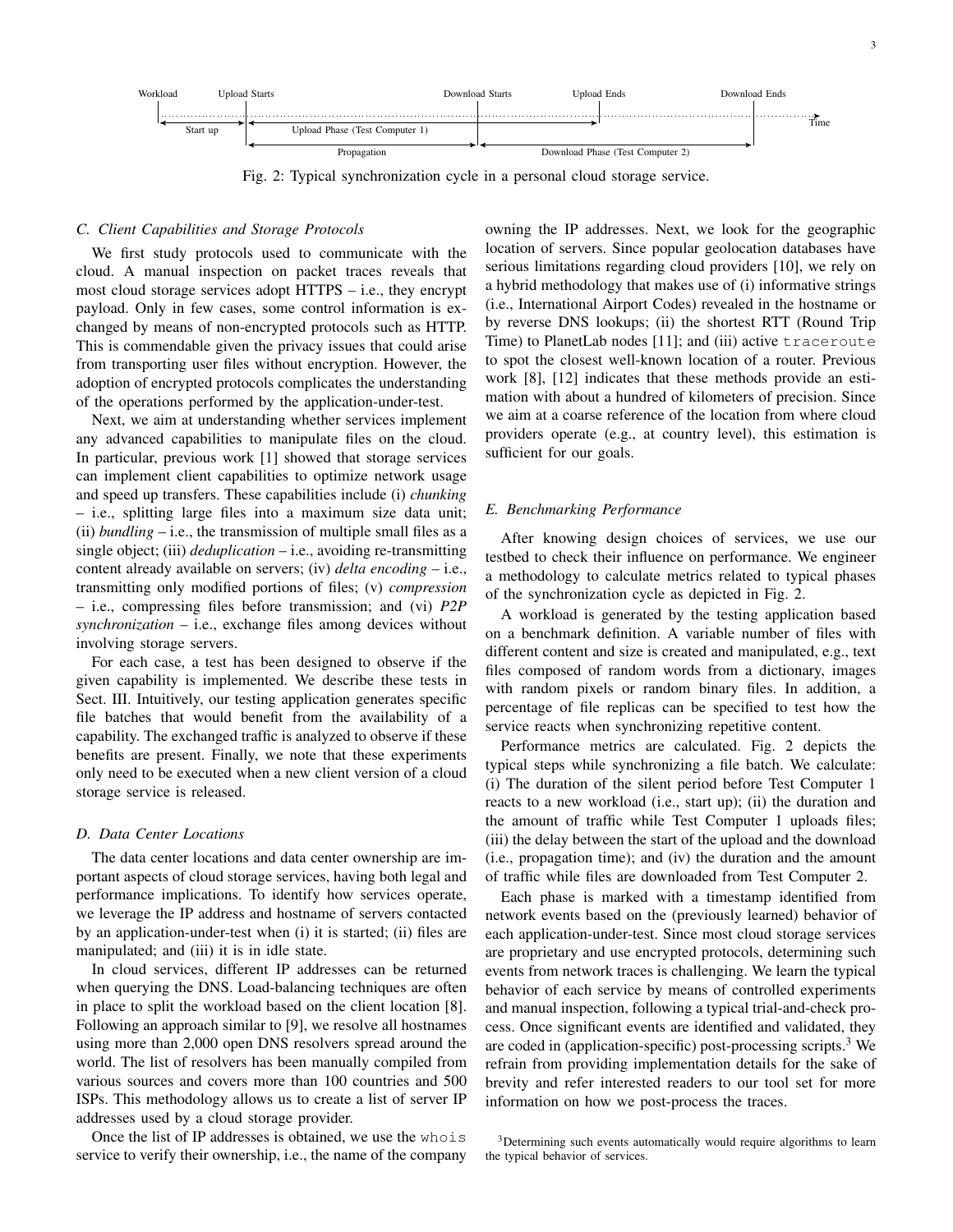Workload Upload Starts Download Starts Upload Ends Download Ends

Start up | Upload Phase (Test Computer 1) | Time

Propagation | Download Phase (Test Computer 2)

Fig. 2: Typical synchronization cycle in a personal cloud storage service.

### C. Client Capabilities and Storage Protocols

We first study protocols used to communicate with the cloud. A manual inspection on packet traces reveals that most cloud storage services adopt HTTPS – i.e., they encrypt payload. Only in few cases, some control information is exchanged by means of non-encrypted protocols such as HTTP. This is commendable given the privacy issues that could arise from transporting user files without encryption. However, the adoption of encrypted protocols complicates the understanding of the operations performed by the application-under-test.

Next, we aim at understanding whether services implement any advanced capabilities to manipulate files on the cloud. In particular, previous work [1] showed that storage services can implement client capabilities to optimize network usage and speed up transfers. These capabilities include (i) *chunking* – i.e., splitting large files into a maximum size data unit; (ii) *bundling* – i.e., the transmission of multiple small files as a single object; (iii) *deduplication* – i.e., avoiding re-transmitting content already available on servers; (iv) *delta encoding* – i.e., transmitting only modified portions of files; (v) *compression* – i.e., compressing files before transmission; and (vi) *P2P synchronization* – i.e., exchange files among devices without involving storage servers.

For each case, a test has been designed to observe if the given capability is implemented. We describe these tests in Sect. III. Intuitively, our testing application generates specific file batches that would benefit from the availability of a capability. The exchanged traffic is analyzed to observe if these benefits are present. Finally, we note that these experiments only need to be executed when a new client version of a cloud storage service is released.

### D. Data Center Locations

The data center locations and data center ownership are important aspects of cloud storage services, having both legal and performance implications. To identify how services operate, we leverage the IP address and hostname of servers contacted by an application-under-test when (i) it is started; (ii) files are manipulated; and (iii) it is in idle state.

In cloud services, different IP addresses can be returned when querying the DNS. Load-balancing techniques are often in place to split the workload based on the client location [8]. Following an approach similar to [9], we resolve all hostnames using more than 2,000 open DNS resolvers spread around the world. The list of resolvers has been manually compiled from various sources and covers more than 100 countries and 500 ISPs. This methodology allows us to create a list of server IP addresses used by a cloud storage provider.

Once the list of IP addresses is obtained, we use the `whois` service to verify their ownership, i.e., the name of the company owning the IP addresses. Next, we look for the geographic location of servers. Since popular geolocation databases have serious limitations regarding cloud providers [10], we rely on a hybrid methodology that makes use of (i) informative strings (i.e., International Airport Codes) revealed in the hostname or by reverse DNS lookups; (ii) the shortest RTT (Round Trip Time) to PlanetLab nodes [11]; and (iii) active `traceroute` to spot the closest well-known location of a router. Previous work [8], [12] indicates that these methods provide an estimation with about a hundred of kilometers of precision. Since we aim at a coarse reference of the location from where cloud providers operate (e.g., at country level), this estimation is sufficient for our goals.

### E. Benchmarking Performance

After knowing design choices of services, we use our testbed to check their influence on performance. We engineer a methodology to calculate metrics related to typical phases of the synchronization cycle as depicted in Fig. 2.

A workload is generated by the testing application based on a benchmark definition. A variable number of files with different content and size is created and manipulated, e.g., text files composed of random words from a dictionary, images with random pixels or random binary files. In addition, a percentage of file replicas can be specified to test how the service reacts when synchronizing repetitive content.

Performance metrics are calculated. Fig. 2 depicts the typical steps while synchronizing a file batch. We calculate: (i) The duration of the silent period before Test Computer 1 reacts to a new workload (i.e., start up); (ii) the duration and the amount of traffic while Test Computer 1 uploads files; (iii) the delay between the start of the upload and the download (i.e., propagation time); and (iv) the duration and the amount of traffic while files are downloaded from Test Computer 2.

Each phase is marked with a timestamp identified from network events based on the (previously learned) behavior of each application-under-test. Since most cloud storage services are proprietary and use encrypted protocols, determining such events from network traces is challenging. We learn the typical behavior of each service by means of controlled experiments and manual inspection, following a typical trial-and-check process. Once significant events are identified and validated, they are coded in (application-specific) post-processing scripts.[3] We refrain from providing implementation details for the sake of brevity and refer interested readers to our tool set for more information on how we post-process the traces.

[3]Determining such events automatically would require algorithms to learn the typical behavior of services.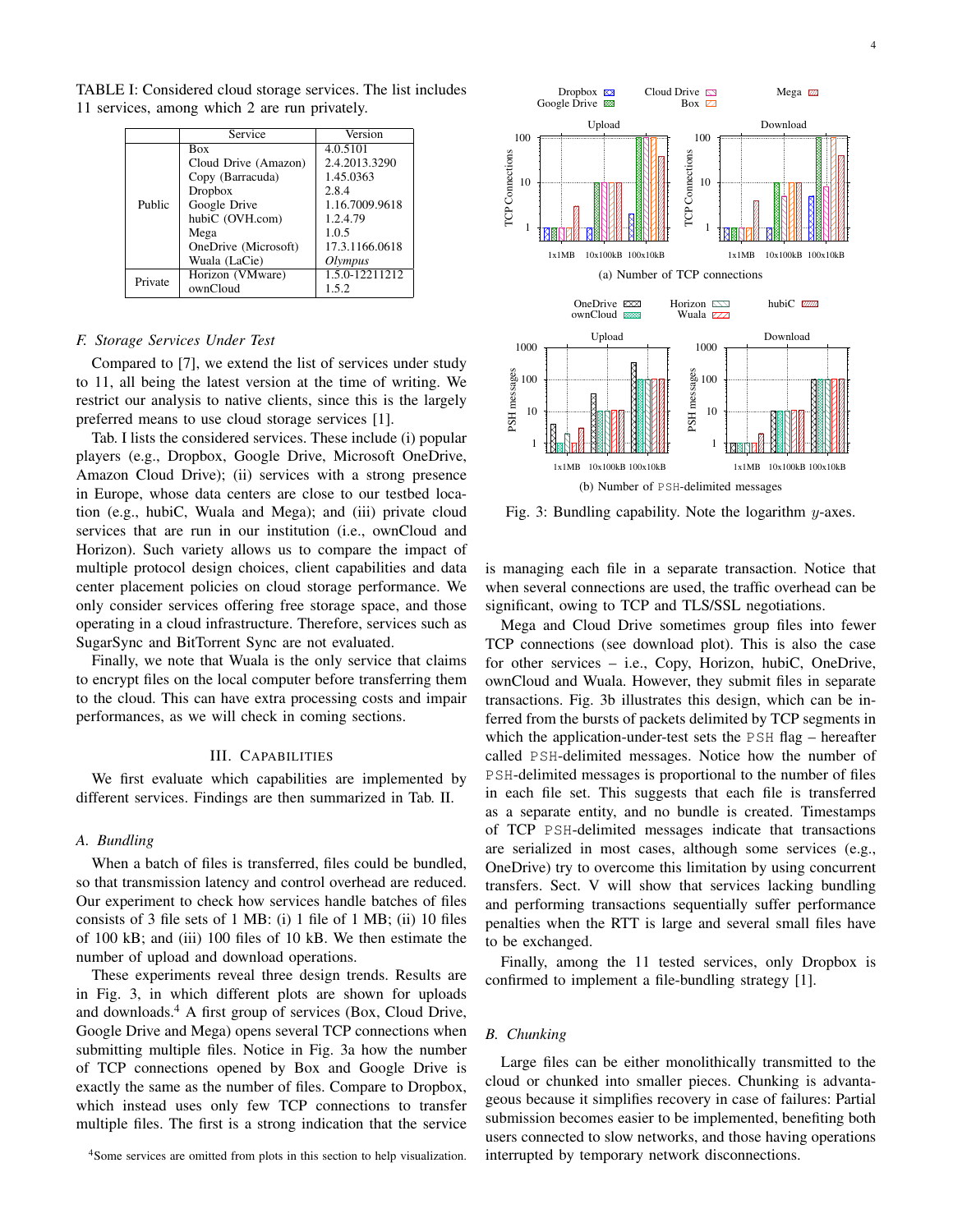TABLE I: Considered cloud storage services. The list includes 11 services, among which 2 are run privately.

| | Service | Version |
|---|---|---|
| Public | Box | 4.0.5101 |
| | Cloud Drive (Amazon) | 2.4.2013.3290 |
| | Copy (Barracuda) | 1.45.0363 |
| | Dropbox | 2.8.4 |
| | Google Drive | 1.16.7009.9618 |
| | hubiC (OVH.com) | 1.2.4.79 |
| | Mega | 1.0.5 |
| | OneDrive (Microsoft) | 17.3.1166.0618 |
| | Wuala (LaCie) | *Olympus* |
| Private | Horizon (VMware) | 1.5.0-12211212 |
| | ownCloud | 1.5.2 |

### F. Storage Services Under Test

Compared to [7], we extend the list of services under study to 11, all being the latest version at the time of writing. We restrict our analysis to native clients, since this is the largely preferred means to use cloud storage services [1].

Tab. I lists the considered services. These include (i) popular players (e.g., Dropbox, Google Drive, Microsoft OneDrive, Amazon Cloud Drive); (ii) services with a strong presence in Europe, whose data centers are close to our testbed location (e.g., hubiC, Wuala and Mega); and (iii) private cloud services that are run in our institution (i.e., ownCloud and Horizon). Such variety allows us to compare the impact of multiple protocol design choices, client capabilities and data center placement policies on cloud storage performance. We only consider services offering free storage space, and those operating in a cloud infrastructure. Therefore, services such as SugarSync and BitTorrent Sync are not evaluated.

Finally, we note that Wuala is the only service that claims to encrypt files on the local computer before transferring them to the cloud. This can have extra processing costs and impair performances, as we will check in coming sections.

## III. Capabilities

We first evaluate which capabilities are implemented by different services. Findings are then summarized in Tab. II.

### A. Bundling

When a batch of files is transferred, files could be bundled, so that transmission latency and control overhead are reduced. Our experiment to check how services handle batches of files consists of 3 file sets of 1 MB: (i) 1 file of 1 MB; (ii) 10 files of 100 kB; and (iii) 100 files of 10 kB. We then estimate the number of upload and download operations.

These experiments reveal three design trends. Results are in Fig. 3, in which different plots are shown for uploads and downloads.[4] A first group of services (Box, Cloud Drive, Google Drive and Mega) opens several TCP connections when submitting multiple files. Notice in Fig. 3a how the number of TCP connections opened by Box and Google Drive is exactly the same as the number of files. Compare to Dropbox, which instead uses only few TCP connections to transfer multiple files. The first is a strong indication that the service is managing each file in a separate transaction. Notice that when several connections are used, the traffic overhead can be significant, owing to TCP and TLS/SSL negotiations.

(a) Number of TCP connections

(b) Number of PSH-delimited messages

Fig. 3: Bundling capability. Note the logarithm $y$-axes.

Mega and Cloud Drive sometimes group files into fewer TCP connections (see download plot). This is also the case for other services – i.e., Copy, Horizon, hubiC, OneDrive, ownCloud and Wuala. However, they submit files in separate transactions. Fig. 3b illustrates this design, which can be inferred from the bursts of packets delimited by TCP segments in which the application-under-test sets the PSH flag – hereafter called PSH-delimited messages. Notice how the number of PSH-delimited messages is proportional to the number of files in each file set. This suggests that each file is transferred as a separate entity, and no bundle is created. Timestamps of TCP PSH-delimited messages indicate that transactions are serialized in most cases, although some services (e.g., OneDrive) try to overcome this limitation by using concurrent transfers. Sect. V will show that services lacking bundling and performing transactions sequentially suffer performance penalties when the RTT is large and several small files have to be exchanged.

Finally, among the 11 tested services, only Dropbox is confirmed to implement a file-bundling strategy [1].

### B. Chunking

Large files can be either monolithically transmitted to the cloud or chunked into smaller pieces. Chunking is advantageous because it simplifies recovery in case of failures: Partial submission becomes easier to be implemented, benefiting both users connected to slow networks, and those having operations interrupted by temporary network disconnections.

[4] Some services are omitted from plots in this section to help visualization.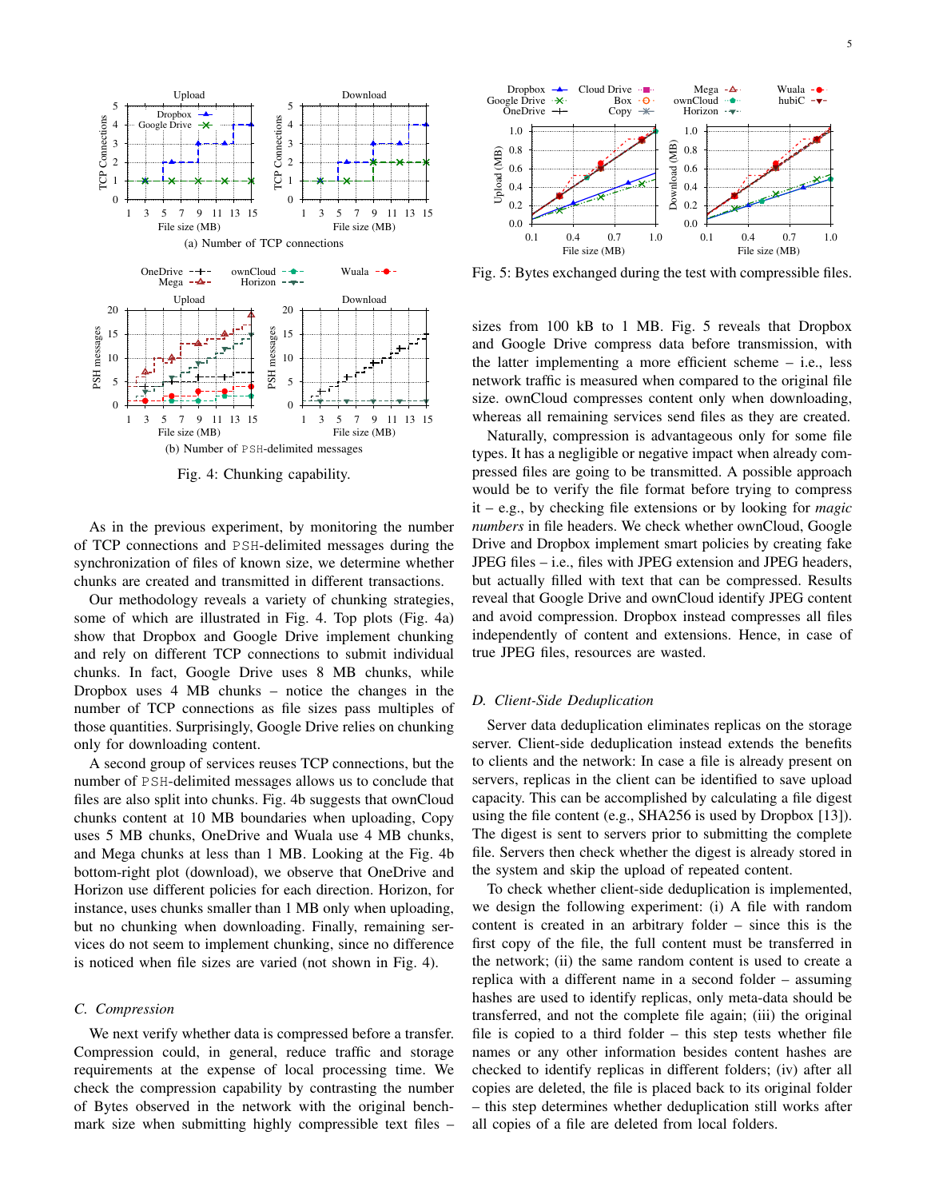Fig. 4: Chunking capability.

(a) Number of TCP connections

(b) Number of PSH-delimited messages

As in the previous experiment, by monitoring the number of TCP connections and PSH-delimited messages during the synchronization of files of known size, we determine whether chunks are created and transmitted in different transactions.

Our methodology reveals a variety of chunking strategies, some of which are illustrated in Fig. 4. Top plots (Fig. 4a) show that Dropbox and Google Drive implement chunking and rely on different TCP connections to submit individual chunks. In fact, Google Drive uses 8 MB chunks, while Dropbox uses 4 MB chunks – notice the changes in the number of TCP connections as file sizes pass multiples of those quantities. Surprisingly, Google Drive relies on chunking only for downloading content.

A second group of services reuses TCP connections, but the number of PSH-delimited messages allows us to conclude that files are also split into chunks. Fig. 4b suggests that ownCloud chunks content at 10 MB boundaries when uploading, Copy uses 5 MB chunks, OneDrive and Wuala use 4 MB chunks, and Mega chunks at less than 1 MB. Looking at the Fig. 4b bottom-right plot (download), we observe that OneDrive and Horizon use different policies for each direction. Horizon, for instance, uses chunks smaller than 1 MB only when uploading, but no chunking when downloading. Finally, remaining services do not seem to implement chunking, since no difference is noticed when file sizes are varied (not shown in Fig. 4).

### C. Compression

We next verify whether data is compressed before a transfer. Compression could, in general, reduce traffic and storage requirements at the expense of local processing time. We check the compression capability by contrasting the number of Bytes observed in the network with the original benchmark size when submitting highly compressible text files – sizes from 100 kB to 1 MB. Fig. 5 reveals that Dropbox and Google Drive compress data before transmission, with the latter implementing a more efficient scheme – i.e., less network traffic is measured when compared to the original file size. ownCloud compresses content only when downloading, whereas all remaining services send files as they are created.

Fig. 5: Bytes exchanged during the test with compressible files.

Naturally, compression is advantageous only for some file types. It has a negligible or negative impact when already compressed files are going to be transmitted. A possible approach would be to verify the file format before trying to compress it – e.g., by checking file extensions or by looking for *magic numbers* in file headers. We check whether ownCloud, Google Drive and Dropbox implement smart policies by creating fake JPEG files – i.e., files with JPEG extension and JPEG headers, but actually filled with text that can be compressed. Results reveal that Google Drive and ownCloud identify JPEG content and avoid compression. Dropbox instead compresses all files independently of content and extensions. Hence, in case of true JPEG files, resources are wasted.

### D. Client-Side Deduplication

Server data deduplication eliminates replicas on the storage server. Client-side deduplication instead extends the benefits to clients and the network: In case a file is already present on servers, replicas in the client can be identified to save upload capacity. This can be accomplished by calculating a file digest using the file content (e.g., SHA256 is used by Dropbox [13]). The digest is sent to servers prior to submitting the complete file. Servers then check whether the digest is already stored in the system and skip the upload of repeated content.

To check whether client-side deduplication is implemented, we design the following experiment: (i) A file with random content is created in an arbitrary folder – since this is the first copy of the file, the full content must be transferred in the network; (ii) the same random content is used to create a replica with a different name in a second folder – assuming hashes are used to identify replicas, only meta-data should be transferred, and not the complete file again; (iii) the original file is copied to a third folder – this step tests whether file names or any other information besides content hashes are checked to identify replicas in different folders; (iv) after all copies are deleted, the file is placed back to its original folder – this step determines whether deduplication still works after all copies of a file are deleted from local folders.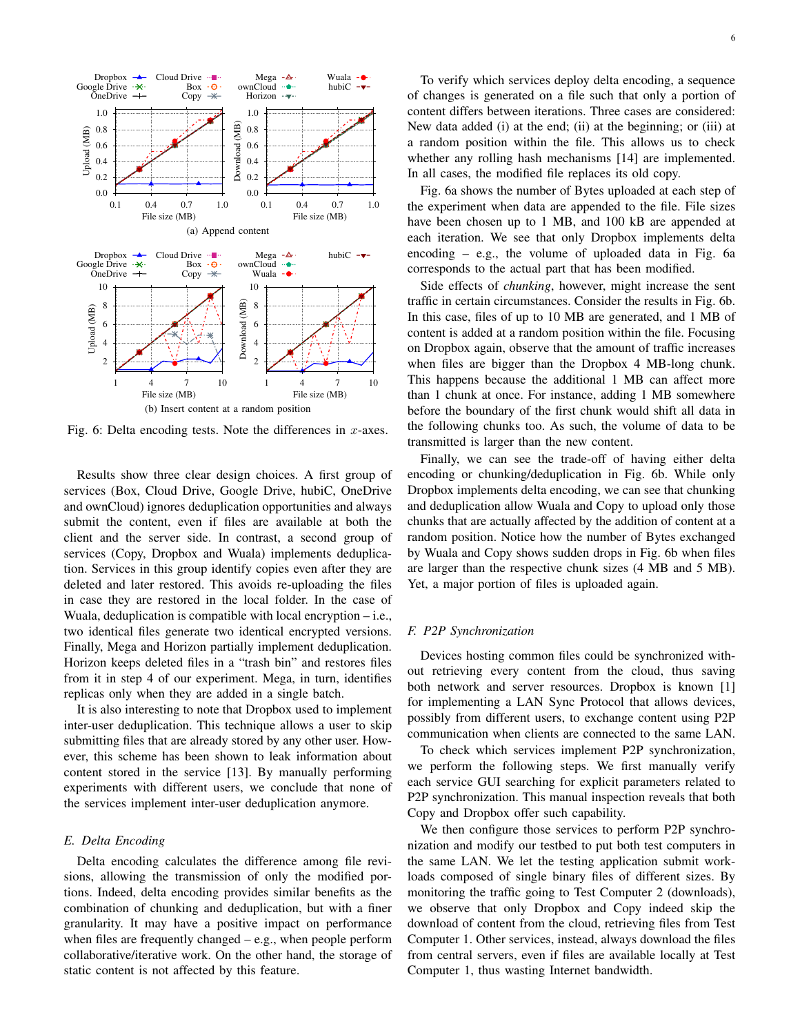Fig. 6: Delta encoding tests. Note the differences in $x$-axes.

(a) Append content

(b) Insert content at a random position

Results show three clear design choices. A first group of services (Box, Cloud Drive, Google Drive, hubiC, OneDrive and ownCloud) ignores deduplication opportunities and always submit the content, even if files are available at both the client and the server side. In contrast, a second group of services (Copy, Dropbox and Wuala) implements deduplication. Services in this group identify copies even after they are deleted and later restored. This avoids re-uploading the files in case they are restored in the local folder. In the case of Wuala, deduplication is compatible with local encryption – i.e., two identical files generate two identical encrypted versions. Finally, Mega and Horizon partially implement deduplication. Horizon keeps deleted files in a "trash bin" and restores files from it in step 4 of our experiment. Mega, in turn, identifies replicas only when they are added in a single batch.

It is also interesting to note that Dropbox used to implement inter-user deduplication. This technique allows a user to skip submitting files that are already stored by any other user. However, this scheme has been shown to leak information about content stored in the service [13]. By manually performing experiments with different users, we conclude that none of the services implement inter-user deduplication anymore.

### E. Delta Encoding

Delta encoding calculates the difference among file revisions, allowing the transmission of only the modified portions. Indeed, delta encoding provides similar benefits as the combination of chunking and deduplication, but with a finer granularity. It may have a positive impact on performance when files are frequently changed – e.g., when people perform collaborative/iterative work. On the other hand, the storage of static content is not affected by this feature.

To verify which services deploy delta encoding, a sequence of changes is generated on a file such that only a portion of content differs between iterations. Three cases are considered: New data added (i) at the end; (ii) at the beginning; or (iii) at a random position within the file. This allows us to check whether any rolling hash mechanisms [14] are implemented. In all cases, the modified file replaces its old copy.

Fig. 6a shows the number of Bytes uploaded at each step of the experiment when data are appended to the file. File sizes have been chosen up to 1 MB, and 100 kB are appended at each iteration. We see that only Dropbox implements delta encoding – e.g., the volume of uploaded data in Fig. 6a corresponds to the actual part that has been modified.

Side effects of *chunking*, however, might increase the sent traffic in certain circumstances. Consider the results in Fig. 6b. In this case, files of up to 10 MB are generated, and 1 MB of content is added at a random position within the file. Focusing on Dropbox again, observe that the amount of traffic increases when files are bigger than the Dropbox 4 MB-long chunk. This happens because the additional 1 MB can affect more than 1 chunk at once. For instance, adding 1 MB somewhere before the boundary of the first chunk would shift all data in the following chunks too. As such, the volume of data to be transmitted is larger than the new content.

Finally, we can see the trade-off of having either delta encoding or chunking/deduplication in Fig. 6b. While only Dropbox implements delta encoding, we can see that chunking and deduplication allow Wuala and Copy to upload only those chunks that are actually affected by the addition of content at a random position. Notice how the number of Bytes exchanged by Wuala and Copy shows sudden drops in Fig. 6b when files are larger than the respective chunk sizes (4 MB and 5 MB). Yet, a major portion of files is uploaded again.

### F. P2P Synchronization

Devices hosting common files could be synchronized without retrieving every content from the cloud, thus saving both network and server resources. Dropbox is known [1] for implementing a LAN Sync Protocol that allows devices, possibly from different users, to exchange content using P2P communication when clients are connected to the same LAN.

To check which services implement P2P synchronization, we perform the following steps. We first manually verify each service GUI searching for explicit parameters related to P2P synchronization. This manual inspection reveals that both Copy and Dropbox offer such capability.

We then configure those services to perform P2P synchronization and modify our testbed to put both test computers in the same LAN. We let the testing application submit workloads composed of single binary files of different sizes. By monitoring the traffic going to Test Computer 2 (downloads), we observe that only Dropbox and Copy indeed skip the download of content from the cloud, retrieving files from Test Computer 1. Other services, instead, always download the files from central servers, even if files are available locally at Test Computer 1, thus wasting Internet bandwidth.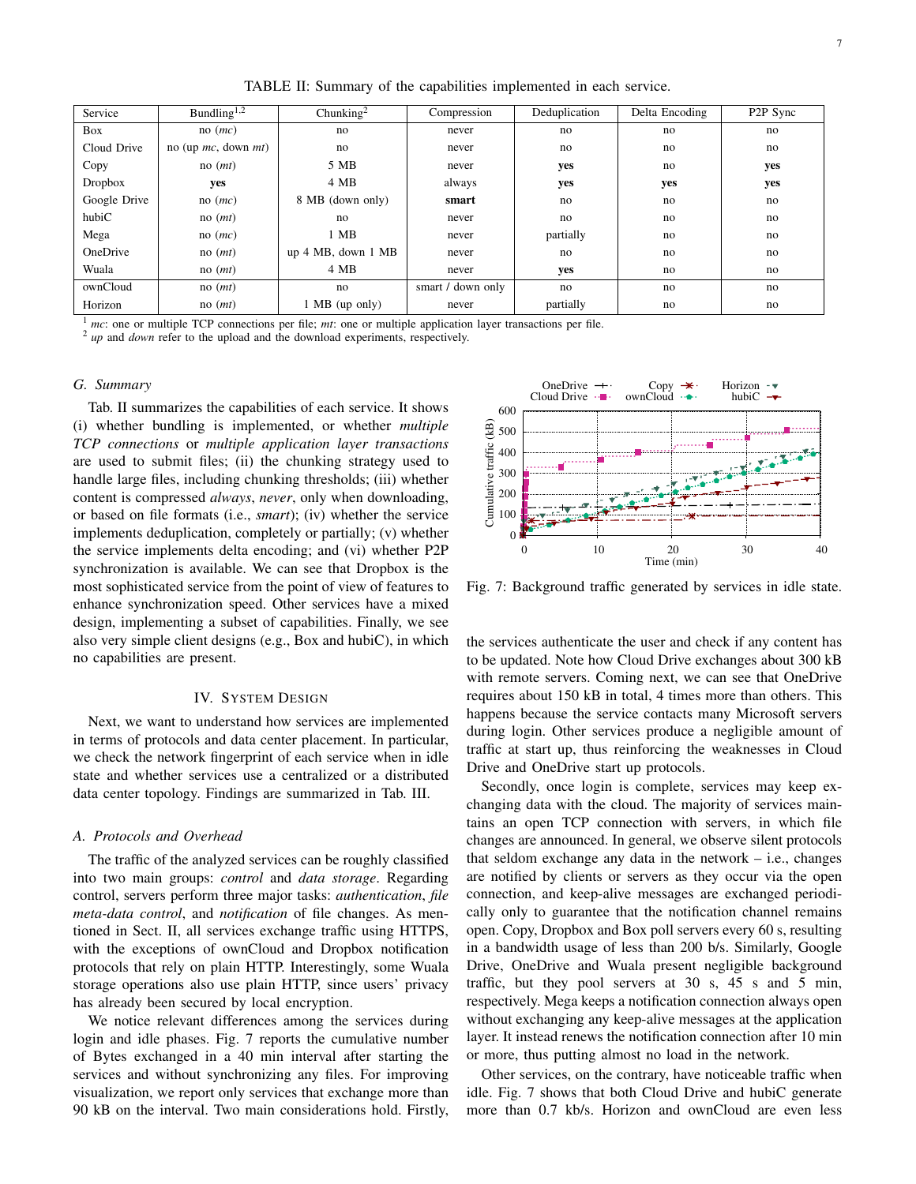TABLE II: Summary of the capabilities implemented in each service.

| Service | Bundling[1,2] | Chunking[2] | Compression | Deduplication | Delta Encoding | P2P Sync |
|---|---|---|---|---|---|---|
| Box | no (*mc*) | no | never | no | no | no |
| Cloud Drive | no (up *mc*, down *mt*) | no | never | no | no | no |
| Copy | no (*mt*) | 5 MB | never | **yes** | no | **yes** |
| Dropbox | **yes** | 4 MB | always | **yes** | **yes** | **yes** |
| Google Drive | no (*mc*) | 8 MB (down only) | **smart** | no | no | no |
| hubiC | no (*mt*) | no | never | no | no | no |
| Mega | no (*mc*) | 1 MB | never | partially | no | no |
| OneDrive | no (*mt*) | up 4 MB, down 1 MB | never | no | no | no |
| Wuala | no (*mt*) | 4 MB | never | **yes** | no | no |
| ownCloud | no (*mt*) | no | smart / down only | no | no | no |
| Horizon | no (*mt*) | 1 MB (up only) | never | partially | no | no |

[1] *mc*: one or multiple TCP connections per file; *mt*: one or multiple application layer transactions per file.
[2] *up* and *down* refer to the upload and the download experiments, respectively.

### G. Summary

Tab. II summarizes the capabilities of each service. It shows (i) whether bundling is implemented, or whether *multiple TCP connections* or *multiple application layer transactions* are used to submit files; (ii) the chunking strategy used to handle large files, including chunking thresholds; (iii) whether content is compressed *always*, *never*, only when downloading, or based on file formats (i.e., *smart*); (iv) whether the service implements deduplication, completely or partially; (v) whether the service implements delta encoding; and (vi) whether P2P synchronization is available. We can see that Dropbox is the most sophisticated service from the point of view of features to enhance synchronization speed. Other services have a mixed design, implementing a subset of capabilities. Finally, we see also very simple client designs (e.g., Box and hubiC), in which no capabilities are present.

## IV. System Design

Next, we want to understand how services are implemented in terms of protocols and data center placement. In particular, we check the network fingerprint of each service when in idle state and whether services use a centralized or a distributed data center topology. Findings are summarized in Tab. III.

### A. Protocols and Overhead

The traffic of the analyzed services can be roughly classified into two main groups: *control* and *data storage*. Regarding control, servers perform three major tasks: *authentication*, *file meta-data control*, and *notification* of file changes. As mentioned in Sect. II, all services exchange traffic using HTTPS, with the exceptions of ownCloud and Dropbox notification protocols that rely on plain HTTP. Interestingly, some Wuala storage operations also use plain HTTP, since users' privacy has already been secured by local encryption.

We notice relevant differences among the services during login and idle phases. Fig. 7 reports the cumulative number of Bytes exchanged in a 40 min interval after starting the services and without synchronizing any files. For improving visualization, we report only services that exchange more than 90 kB on the interval. Two main considerations hold. Firstly,

Fig. 7: Background traffic generated by services in idle state.

the services authenticate the user and check if any content has to be updated. Note how Cloud Drive exchanges about 300 kB with remote servers. Coming next, we can see that OneDrive requires about 150 kB in total, 4 times more than others. This happens because the service contacts many Microsoft servers during login. Other services produce a negligible amount of traffic at start up, thus reinforcing the weaknesses in Cloud Drive and OneDrive start up protocols.

Secondly, once login is complete, services may keep exchanging data with the cloud. The majority of services maintains an open TCP connection with servers, in which file changes are announced. In general, we observe silent protocols that seldom exchange any data in the network – i.e., changes are notified by clients or servers as they occur via the open connection, and keep-alive messages are exchanged periodically only to guarantee that the notification channel remains open. Copy, Dropbox and Box poll servers every 60 s, resulting in a bandwidth usage of less than 200 b/s. Similarly, Google Drive, OneDrive and Wuala present negligible background traffic, but they pool servers at 30 s, 45 s and 5 min, respectively. Mega keeps a notification connection always open without exchanging any keep-alive messages at the application layer. It instead renews the notification connection after 10 min or more, thus putting almost no load in the network.

Other services, on the contrary, have noticeable traffic when idle. Fig. 7 shows that both Cloud Drive and hubiC generate more than 0.7 kb/s. Horizon and ownCloud are even less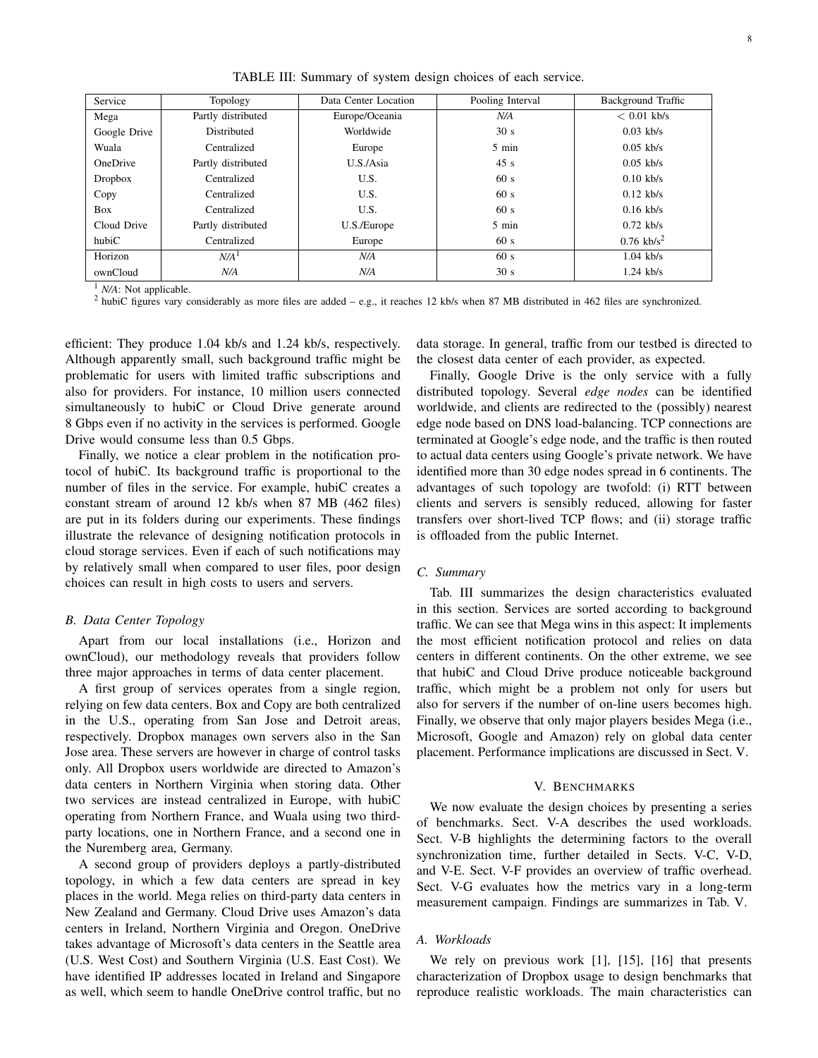TABLE III: Summary of system design choices of each service.

| Service | Topology | Data Center Location | Pooling Interval | Background Traffic |
|---|---|---|---|---|
| Mega | Partly distributed | Europe/Oceania | *N/A* | $< 0.01$ kb/s |
| Google Drive | Distributed | Worldwide | 30 s | 0.03 kb/s |
| Wuala | Centralized | Europe | 5 min | 0.05 kb/s |
| OneDrive | Partly distributed | U.S./Asia | 45 s | 0.05 kb/s |
| Dropbox | Centralized | U.S. | 60 s | 0.10 kb/s |
| Copy | Centralized | U.S. | 60 s | 0.12 kb/s |
| Box | Centralized | U.S. | 60 s | 0.16 kb/s |
| Cloud Drive | Partly distributed | U.S./Europe | 5 min | 0.72 kb/s |
| hubiC | Centralized | Europe | 60 s | 0.76 kb/s[2] |
| Horizon | *N/A*[1] | *N/A* | 60 s | 1.04 kb/s |
| ownCloud | *N/A* | *N/A* | 30 s | 1.24 kb/s |

[1] *N/A*: Not applicable.
[2] hubiC figures vary considerably as more files are added – e.g., it reaches 12 kb/s when 87 MB distributed in 462 files are synchronized.

efficient: They produce 1.04 kb/s and 1.24 kb/s, respectively. Although apparently small, such background traffic might be problematic for users with limited traffic subscriptions and also for providers. For instance, 10 million users connected simultaneously to hubiC or Cloud Drive generate around 8 Gbps even if no activity in the services is performed. Google Drive would consume less than 0.5 Gbps.

Finally, we notice a clear problem in the notification protocol of hubiC. Its background traffic is proportional to the number of files in the service. For example, hubiC creates a constant stream of around 12 kb/s when 87 MB (462 files) are put in its folders during our experiments. These findings illustrate the relevance of designing notification protocols in cloud storage services. Even if each of such notifications may by relatively small when compared to user files, poor design choices can result in high costs to users and servers.

### B. Data Center Topology

Apart from our local installations (i.e., Horizon and ownCloud), our methodology reveals that providers follow three major approaches in terms of data center placement.

A first group of services operates from a single region, relying on few data centers. Box and Copy are both centralized in the U.S., operating from San Jose and Detroit areas, respectively. Dropbox manages own servers also in the San Jose area. These servers are however in charge of control tasks only. All Dropbox users worldwide are directed to Amazon's data centers in Northern Virginia when storing data. Other two services are instead centralized in Europe, with hubiC operating from Northern France, and Wuala using two third-party locations, one in Northern France, and a second one in the Nuremberg area, Germany.

A second group of providers deploys a partly-distributed topology, in which a few data centers are spread in key places in the world. Mega relies on third-party data centers in New Zealand and Germany. Cloud Drive uses Amazon's data centers in Ireland, Northern Virginia and Oregon. OneDrive takes advantage of Microsoft's data centers in the Seattle area (U.S. West Cost) and Southern Virginia (U.S. East Cost). We have identified IP addresses located in Ireland and Singapore as well, which seem to handle OneDrive control traffic, but no data storage. In general, traffic from our testbed is directed to the closest data center of each provider, as expected.

Finally, Google Drive is the only service with a fully distributed topology. Several *edge nodes* can be identified worldwide, and clients are redirected to the (possibly) nearest edge node based on DNS load-balancing. TCP connections are terminated at Google's edge node, and the traffic is then routed to actual data centers using Google's private network. We have identified more than 30 edge nodes spread in 6 continents. The advantages of such topology are twofold: (i) RTT between clients and servers is sensibly reduced, allowing for faster transfers over short-lived TCP flows; and (ii) storage traffic is offloaded from the public Internet.

### C. Summary

Tab. III summarizes the design characteristics evaluated in this section. Services are sorted according to background traffic. We can see that Mega wins in this aspect: It implements the most efficient notification protocol and relies on data centers in different continents. On the other extreme, we see that hubiC and Cloud Drive produce noticeable background traffic, which might be a problem not only for users but also for servers if the number of on-line users becomes high. Finally, we observe that only major players besides Mega (i.e., Microsoft, Google and Amazon) rely on global data center placement. Performance implications are discussed in Sect. V.

## V. Benchmarks

We now evaluate the design choices by presenting a series of benchmarks. Sect. V-A describes the used workloads. Sect. V-B highlights the determining factors to the overall synchronization time, further detailed in Sects. V-C, V-D, and V-E. Sect. V-F provides an overview of traffic overhead. Sect. V-G evaluates how the metrics vary in a long-term measurement campaign. Findings are summarizes in Tab. V.

### A. Workloads

We rely on previous work [1], [15], [16] that presents characterization of Dropbox usage to design benchmarks that reproduce realistic workloads. The main characteristics can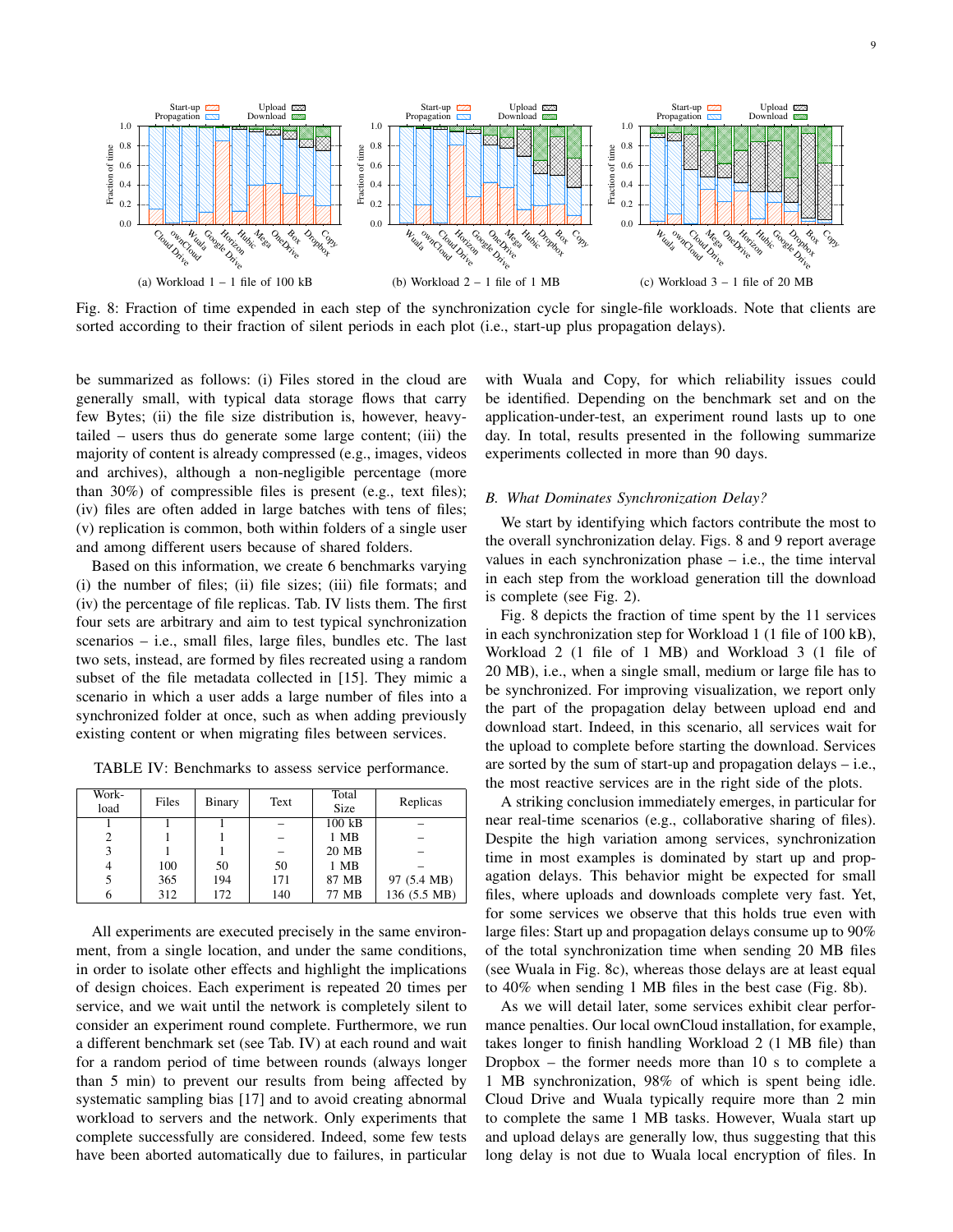Fig. 8: Fraction of time expended in each step of the synchronization cycle for single-file workloads. Note that clients are sorted according to their fraction of silent periods in each plot (i.e., start-up plus propagation delays).

(a) Workload 1 – 1 file of 100 kB

(b) Workload 2 – 1 file of 1 MB

(c) Workload 3 – 1 file of 20 MB

be summarized as follows: (i) Files stored in the cloud are generally small, with typical data storage flows that carry few Bytes; (ii) the file size distribution is, however, heavy-tailed – users thus do generate some large content; (iii) the majority of content is already compressed (e.g., images, videos and archives), although a non-negligible percentage (more than 30%) of compressible files is present (e.g., text files); (iv) files are often added in large batches with tens of files; (v) replication is common, both within folders of a single user and among different users because of shared folders.

Based on this information, we create 6 benchmarks varying (i) the number of files; (ii) file sizes; (iii) file formats; and (iv) the percentage of file replicas. Tab. IV lists them. The first four sets are arbitrary and aim to test typical synchronization scenarios – i.e., small files, large files, bundles etc. The last two sets, instead, are formed by files recreated using a random subset of the file metadata collected in [15]. They mimic a scenario in which a user adds a large number of files into a synchronized folder at once, such as when adding previously existing content or when migrating files between services.

TABLE IV: Benchmarks to assess service performance.

| Work-load | Files | Binary | Text | Total Size | Replicas |
|---|---|---|---|---|---|
| 1 | 1 | 1 | – | 100 kB | – |
| 2 | 1 | 1 | – | 1 MB | – |
| 3 | 1 | 1 | – | 20 MB | – |
| 4 | 100 | 50 | 50 | 1 MB | – |
| 5 | 365 | 194 | 171 | 87 MB | 97 (5.4 MB) |
| 6 | 312 | 172 | 140 | 77 MB | 136 (5.5 MB) |

All experiments are executed precisely in the same environment, from a single location, and under the same conditions, in order to isolate other effects and highlight the implications of design choices. Each experiment is repeated 20 times per service, and we wait until the network is completely silent to consider an experiment round complete. Furthermore, we run a different benchmark set (see Tab. IV) at each round and wait for a random period of time between rounds (always longer than 5 min) to prevent our results from being affected by systematic sampling bias [17] and to avoid creating abnormal workload to servers and the network. Only experiments that complete successfully are considered. Indeed, some few tests have been aborted automatically due to failures, in particular with Wuala and Copy, for which reliability issues could be identified. Depending on the benchmark set and on the application-under-test, an experiment round lasts up to one day. In total, results presented in the following summarize experiments collected in more than 90 days.

### B. What Dominates Synchronization Delay?

We start by identifying which factors contribute the most to the overall synchronization delay. Figs. 8 and 9 report average values in each synchronization phase – i.e., the time interval in each step from the workload generation till the download is complete (see Fig. 2).

Fig. 8 depicts the fraction of time spent by the 11 services in each synchronization step for Workload 1 (1 file of 100 kB), Workload 2 (1 file of 1 MB) and Workload 3 (1 file of 20 MB), i.e., when a single small, medium or large file has to be synchronized. For improving visualization, we report only the part of the propagation delay between upload end and download start. Indeed, in this scenario, all services wait for the upload to complete before starting the download. Services are sorted by the sum of start-up and propagation delays – i.e., the most reactive services are in the right side of the plots.

A striking conclusion immediately emerges, in particular for near real-time scenarios (e.g., collaborative sharing of files). Despite the high variation among services, synchronization time in most examples is dominated by start up and propagation delays. This behavior might be expected for small files, where uploads and downloads complete very fast. Yet, for some services we observe that this holds true even with large files: Start up and propagation delays consume up to 90% of the total synchronization time when sending 20 MB files (see Wuala in Fig. 8c), whereas those delays are at least equal to 40% when sending 1 MB files in the best case (Fig. 8b).

As we will detail later, some services exhibit clear performance penalties. Our local ownCloud installation, for example, takes longer to finish handling Workload 2 (1 MB file) than Dropbox – the former needs more than 10 s to complete a 1 MB synchronization, 98% of which is spent being idle. Cloud Drive and Wuala typically require more than 2 min to complete the same 1 MB tasks. However, Wuala start up and upload delays are generally low, thus suggesting that this long delay is not due to Wuala local encryption of files. In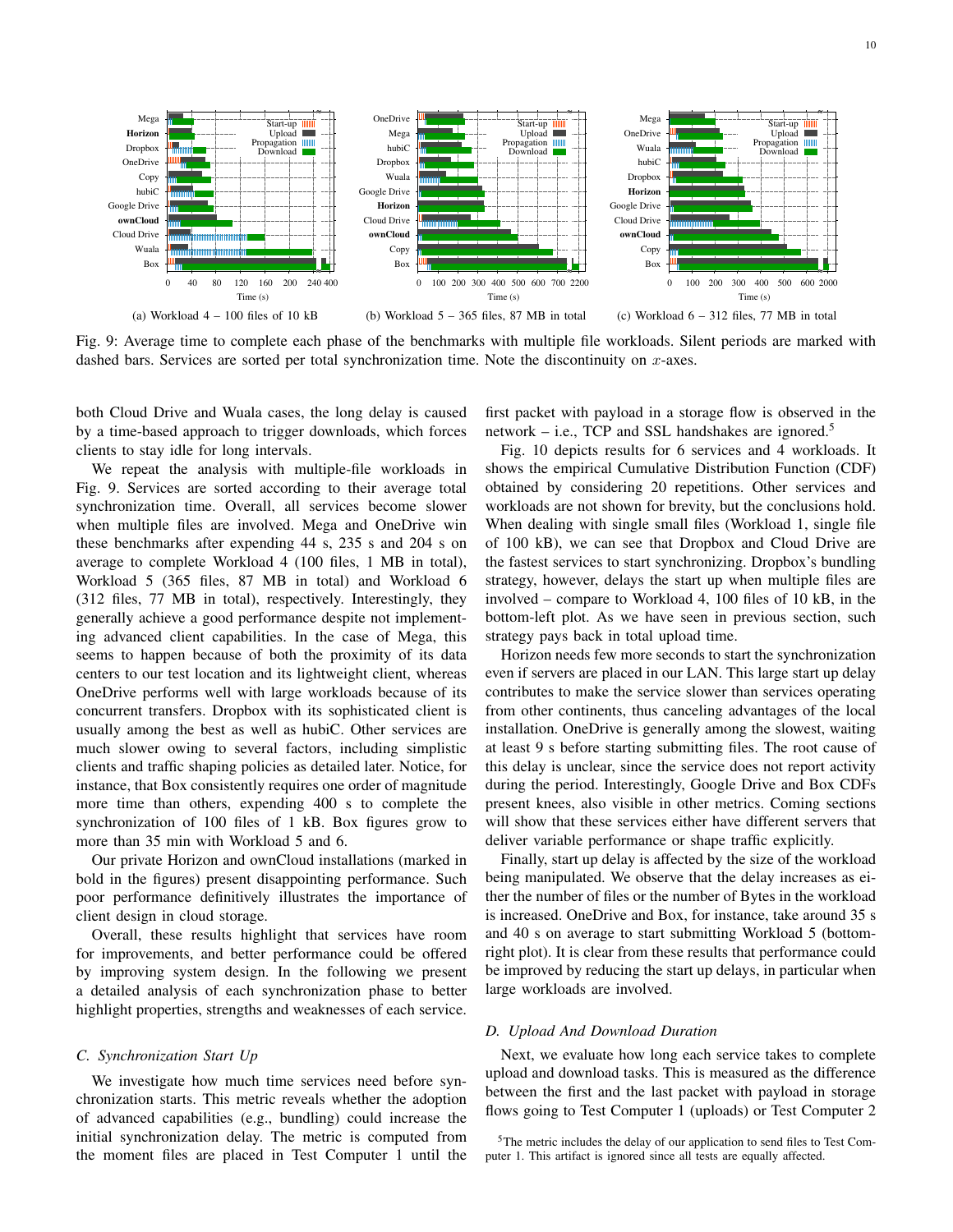Fig. 9: Average time to complete each phase of the benchmarks with multiple file workloads. Silent periods are marked with dashed bars. Services are sorted per total synchronization time. Note the discontinuity on $x$-axes.

(a) Workload 4 – 100 files of 10 kB

(b) Workload 5 – 365 files, 87 MB in total

(c) Workload 6 – 312 files, 77 MB in total

both Cloud Drive and Wuala cases, the long delay is caused by a time-based approach to trigger downloads, which forces clients to stay idle for long intervals.

We repeat the analysis with multiple-file workloads in Fig. 9. Services are sorted according to their average total synchronization time. Overall, all services become slower when multiple files are involved. Mega and OneDrive win these benchmarks after expending 44 s, 235 s and 204 s on average to complete Workload 4 (100 files, 1 MB in total), Workload 5 (365 files, 87 MB in total) and Workload 6 (312 files, 77 MB in total), respectively. Interestingly, they generally achieve a good performance despite not implementing advanced client capabilities. In the case of Mega, this seems to happen because of both the proximity of its data centers to our test location and its lightweight client, whereas OneDrive performs well with large workloads because of its concurrent transfers. Dropbox with its sophisticated client is usually among the best as well as hubiC. Other services are much slower owing to several factors, including simplistic clients and traffic shaping policies as detailed later. Notice, for instance, that Box consistently requires one order of magnitude more time than others, expending 400 s to complete the synchronization of 100 files of 1 kB. Box figures grow to more than 35 min with Workload 5 and 6.

Our private Horizon and ownCloud installations (marked in bold in the figures) present disappointing performance. Such poor performance definitively illustrates the importance of client design in cloud storage.

Overall, these results highlight that services have room for improvements, and better performance could be offered by improving system design. In the following we present a detailed analysis of each synchronization phase to better highlight properties, strengths and weaknesses of each service.

### *C. Synchronization Start Up*

We investigate how much time services need before synchronization starts. This metric reveals whether the adoption of advanced capabilities (e.g., bundling) could increase the initial synchronization delay. The metric is computed from the moment files are placed in Test Computer 1 until the first packet with payload in a storage flow is observed in the network – i.e., TCP and SSL handshakes are ignored.[5]

Fig. 10 depicts results for 6 services and 4 workloads. It shows the empirical Cumulative Distribution Function (CDF) obtained by considering 20 repetitions. Other services and workloads are not shown for brevity, but the conclusions hold. When dealing with single small files (Workload 1, single file of 100 kB), we can see that Dropbox and Cloud Drive are the fastest services to start synchronizing. Dropbox's bundling strategy, however, delays the start up when multiple files are involved – compare to Workload 4, 100 files of 10 kB, in the bottom-left plot. As we have seen in previous section, such strategy pays back in total upload time.

Horizon needs few more seconds to start the synchronization even if servers are placed in our LAN. This large start up delay contributes to make the service slower than services operating from other continents, thus canceling advantages of the local installation. OneDrive is generally among the slowest, waiting at least 9 s before starting submitting files. The root cause of this delay is unclear, since the service does not report activity during the period. Interestingly, Google Drive and Box CDFs present knees, also visible in other metrics. Coming sections will show that these services either have different servers that deliver variable performance or shape traffic explicitly.

Finally, start up delay is affected by the size of the workload being manipulated. We observe that the delay increases as either the number of files or the number of Bytes in the workload is increased. OneDrive and Box, for instance, take around 35 s and 40 s on average to start submitting Workload 5 (bottom-right plot). It is clear from these results that performance could be improved by reducing the start up delays, in particular when large workloads are involved.

### *D. Upload And Download Duration*

Next, we evaluate how long each service takes to complete upload and download tasks. This is measured as the difference between the first and the last packet with payload in storage flows going to Test Computer 1 (uploads) or Test Computer 2

[5] The metric includes the delay of our application to send files to Test Computer 1. This artifact is ignored since all tests are equally affected.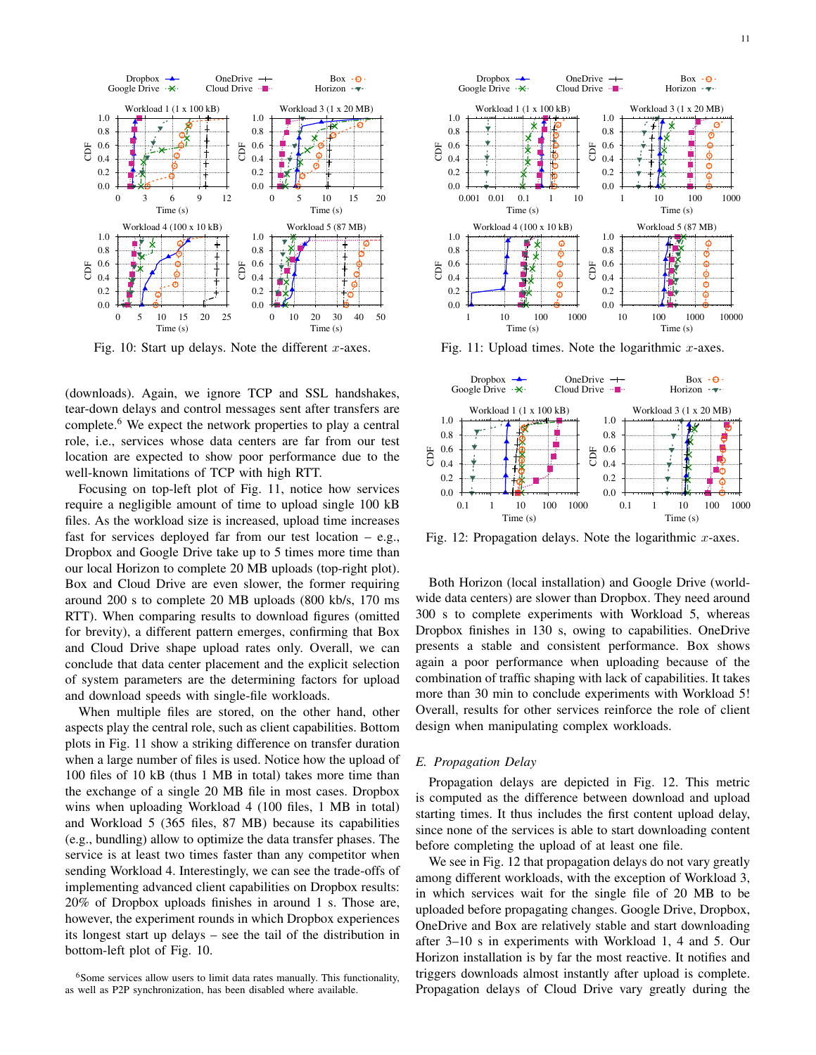Fig. 10: Start up delays. Note the different $x$-axes.

Fig. 11: Upload times. Note the logarithmic $x$-axes.

Fig. 12: Propagation delays. Note the logarithmic $x$-axes.

(downloads). Again, we ignore TCP and SSL handshakes, tear-down delays and control messages sent after transfers are complete.[6] We expect the network properties to play a central role, i.e., services whose data centers are far from our test location are expected to show poor performance due to the well-known limitations of TCP with high RTT.

Focusing on top-left plot of Fig. 11, notice how services require a negligible amount of time to upload single 100 kB files. As the workload size is increased, upload time increases fast for services deployed far from our test location – e.g., Dropbox and Google Drive take up to 5 times more time than our local Horizon to complete 20 MB uploads (top-right plot). Box and Cloud Drive are even slower, the former requiring around 200 s to complete 20 MB uploads (800 kb/s, 170 ms RTT). When comparing results to download figures (omitted for brevity), a different pattern emerges, confirming that Box and Cloud Drive shape upload rates only. Overall, we can conclude that data center placement and the explicit selection of system parameters are the determining factors for upload and download speeds with single-file workloads.

When multiple files are stored, on the other hand, other aspects play the central role, such as client capabilities. Bottom plots in Fig. 11 show a striking difference on transfer duration when a large number of files is used. Notice how the upload of 100 files of 10 kB (thus 1 MB in total) takes more time than the exchange of a single 20 MB file in most cases. Dropbox wins when uploading Workload 4 (100 files, 1 MB in total) and Workload 5 (365 files, 87 MB) because its capabilities (e.g., bundling) allow to optimize the data transfer phases. The service is at least two times faster than any competitor when sending Workload 4. Interestingly, we can see the trade-offs of implementing advanced client capabilities on Dropbox results: 20% of Dropbox uploads finishes in around 1 s. Those are, however, the experiment rounds in which Dropbox experiences its longest start up delays – see the tail of the distribution in bottom-left plot of Fig. 10.

[6] Some services allow users to limit data rates manually. This functionality, as well as P2P synchronization, has been disabled where available.

Both Horizon (local installation) and Google Drive (world-wide data centers) are slower than Dropbox. They need around 300 s to complete experiments with Workload 5, whereas Dropbox finishes in 130 s, owing to capabilities. OneDrive presents a stable and consistent performance. Box shows again a poor performance when uploading because of the combination of traffic shaping with lack of capabilities. It takes more than 30 min to conclude experiments with Workload 5! Overall, results for other services reinforce the role of client design when manipulating complex workloads.

### E. Propagation Delay

Propagation delays are depicted in Fig. 12. This metric is computed as the difference between download and upload starting times. It thus includes the first content upload delay, since none of the services is able to start downloading content before completing the upload of at least one file.

We see in Fig. 12 that propagation delays do not vary greatly among different workloads, with the exception of Workload 3, in which services wait for the single file of 20 MB to be uploaded before propagating changes. Google Drive, Dropbox, OneDrive and Box are relatively stable and start downloading after 3–10 s in experiments with Workload 1, 4 and 5. Our Horizon installation is by far the most reactive. It notifies and triggers downloads almost instantly after upload is complete. Propagation delays of Cloud Drive vary greatly during the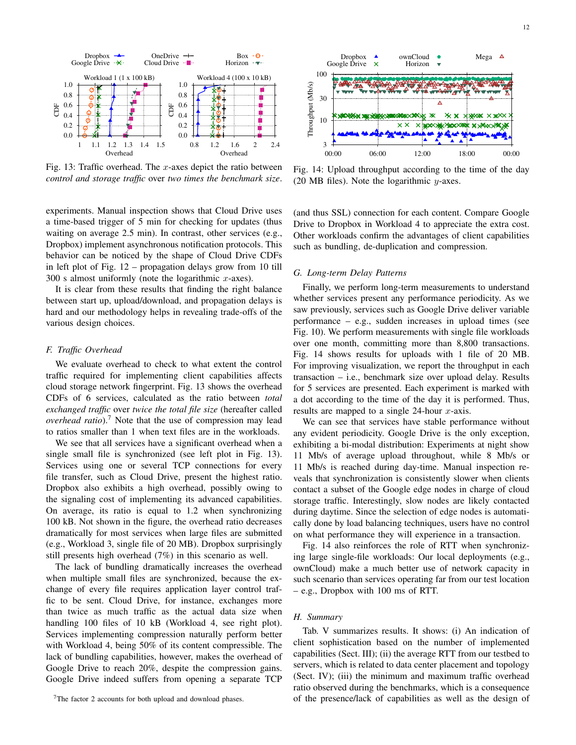Fig. 13: Traffic overhead. The $x$-axes depict the ratio between *control and storage traffic* over *two times the benchmark size*.

Fig. 14: Upload throughput according to the time of the day (20 MB files). Note the logarithmic $y$-axes.

experiments. Manual inspection shows that Cloud Drive uses a time-based trigger of 5 min for checking for updates (thus waiting on average 2.5 min). In contrast, other services (e.g., Dropbox) implement asynchronous notification protocols. This behavior can be noticed by the shape of Cloud Drive CDFs in left plot of Fig. 12 – propagation delays grow from 10 till 300 s almost uniformly (note the logarithmic $x$-axes).

It is clear from these results that finding the right balance between start up, upload/download, and propagation delays is hard and our methodology helps in revealing trade-offs of the various design choices.

### *F. Traffic Overhead*

We evaluate overhead to check to what extent the control traffic required for implementing client capabilities affects cloud storage network fingerprint. Fig. 13 shows the overhead CDFs of 6 services, calculated as the ratio between *total exchanged traffic* over *twice the total file size* (hereafter called *overhead ratio*).[7] Note that the use of compression may lead to ratios smaller than 1 when text files are in the workloads.

We see that all services have a significant overhead when a single small file is synchronized (see left plot in Fig. 13). Services using one or several TCP connections for every file transfer, such as Cloud Drive, present the highest ratio. Dropbox also exhibits a high overhead, possibly owing to the signaling cost of implementing its advanced capabilities. On average, its ratio is equal to 1.2 when synchronizing 100 kB. Not shown in the figure, the overhead ratio decreases dramatically for most services when large files are submitted (e.g., Workload 3, single file of 20 MB). Dropbox surprisingly still presents high overhead (7%) in this scenario as well.

The lack of bundling dramatically increases the overhead when multiple small files are synchronized, because the exchange of every file requires application layer control traffic to be sent. Cloud Drive, for instance, exchanges more than twice as much traffic as the actual data size when handling 100 files of 10 kB (Workload 4, see right plot). Services implementing compression naturally perform better with Workload 4, being 50% of its content compressible. The lack of bundling capabilities, however, makes the overhead of Google Drive to reach 20%, despite the compression gains. Google Drive indeed suffers from opening a separate TCP (and thus SSL) connection for each content. Compare Google Drive to Dropbox in Workload 4 to appreciate the extra cost. Other workloads confirm the advantages of client capabilities such as bundling, de-duplication and compression.

[7] The factor 2 accounts for both upload and download phases.

### *G. Long-term Delay Patterns*

Finally, we perform long-term measurements to understand whether services present any performance periodicity. As we saw previously, services such as Google Drive deliver variable performance – e.g., sudden increases in upload times (see Fig. 10). We perform measurements with single file workloads over one month, committing more than 8,800 transactions. Fig. 14 shows results for uploads with 1 file of 20 MB. For improving visualization, we report the throughput in each transaction – i.e., benchmark size over upload delay. Results for 5 services are presented. Each experiment is marked with a dot according to the time of the day it is performed. Thus, results are mapped to a single 24-hour $x$-axis.

We can see that services have stable performance without any evident periodicity. Google Drive is the only exception, exhibiting a bi-modal distribution: Experiments at night show 11 Mb/s of average upload throughput, while 8 Mb/s or 11 Mb/s is reached during day-time. Manual inspection reveals that synchronization is consistently slower when clients contact a subset of the Google edge nodes in charge of cloud storage traffic. Interestingly, slow nodes are likely contacted during daytime. Since the selection of edge nodes is automatically done by load balancing techniques, users have no control on what performance they will experience in a transaction.

Fig. 14 also reinforces the role of RTT when synchronizing large single-file workloads: Our local deployments (e.g., ownCloud) make a much better use of network capacity in such scenario than services operating far from our test location – e.g., Dropbox with 100 ms of RTT.

### *H. Summary*

Tab. V summarizes results. It shows: (i) An indication of client sophistication based on the number of implemented capabilities (Sect. III); (ii) the average RTT from our testbed to servers, which is related to data center placement and topology (Sect. IV); (iii) the minimum and maximum traffic overhead ratio observed during the benchmarks, which is a consequence of the presence/lack of capabilities as well as the design of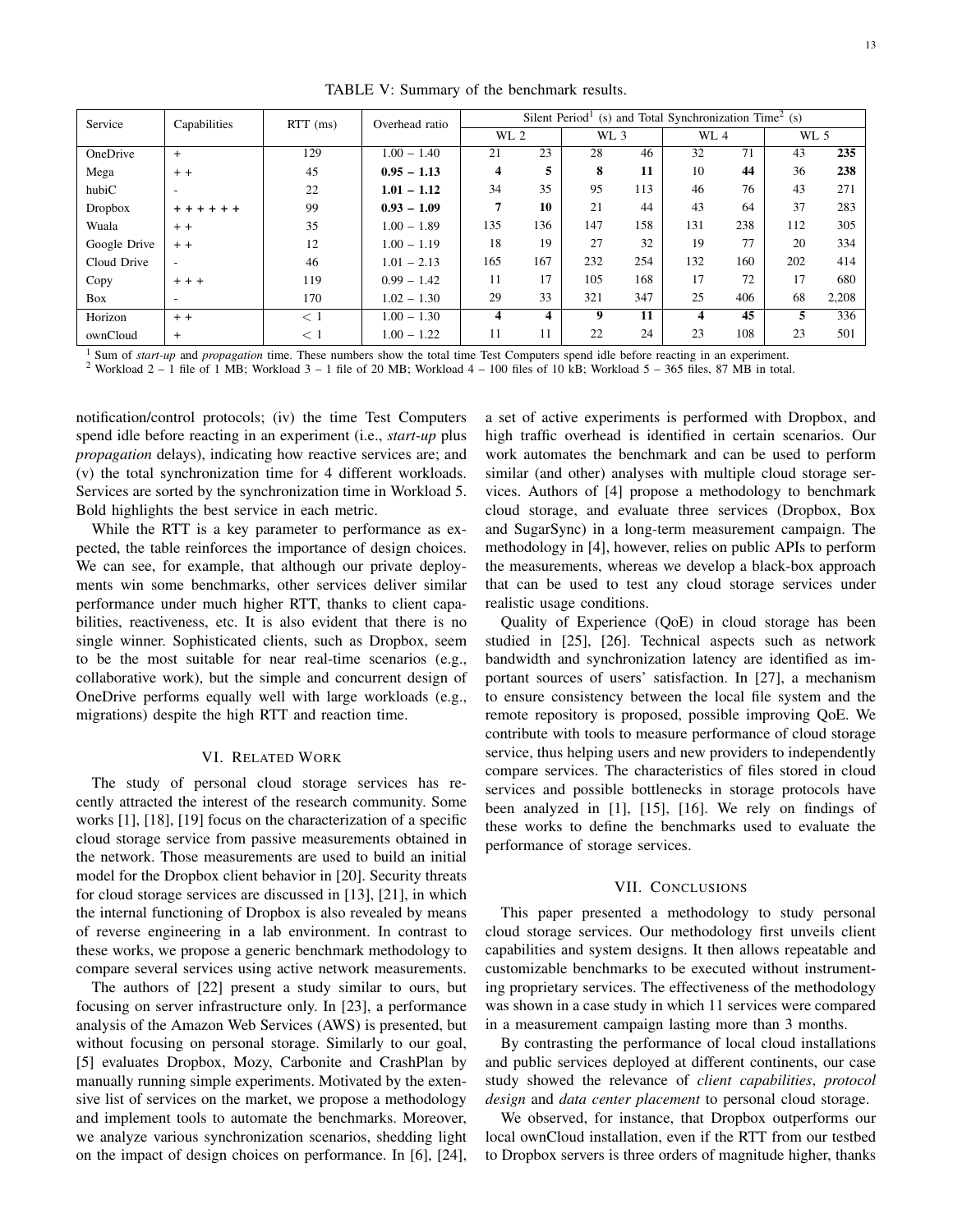TABLE V: Summary of the benchmark results.

| Service | Capabilities | RTT (ms) | Overhead ratio | Silent Period[1] (s) and Total Synchronization Time[2] (s) | | | | | | | |
|---|---|---|---|---|---|---|---|---|---|---|---|
| | | | | WL 2 | | WL 3 | | WL 4 | | WL 5 | |
| OneDrive | + | 129 | 1.00 – 1.40 | 21 | 23 | 28 | 46 | 32 | 71 | 43 | **235** |
| Mega | + + | 45 | **0.95 – 1.13** | **4** | **5** | **8** | **11** | 10 | **44** | 36 | **238** |
| hubiC | - | 22 | **1.01 – 1.12** | 34 | 35 | 95 | 113 | 46 | 76 | 43 | 271 |
| Dropbox | **+ + + + + +** | 99 | **0.93 – 1.09** | **7** | **10** | 21 | 44 | 43 | 64 | 37 | 283 |
| Wuala | + + | 35 | 1.00 – 1.89 | 135 | 136 | 147 | 158 | 131 | 238 | 112 | 305 |
| Google Drive | + + | 12 | 1.00 – 1.19 | 18 | 19 | 27 | 32 | 19 | 77 | 20 | 334 |
| Cloud Drive | - | 46 | 1.01 – 2.13 | 165 | 167 | 232 | 254 | 132 | 160 | 202 | 414 |
| Copy | + + + | 119 | 0.99 – 1.42 | 11 | 17 | 105 | 168 | 17 | 72 | 17 | 680 |
| Box | - | 170 | 1.02 – 1.30 | 29 | 33 | 321 | 347 | 25 | 406 | 68 | 2,208 |
| Horizon | + + | < 1 | 1.00 – 1.30 | **4** | **4** | **9** | **11** | **4** | **45** | **5** | 336 |
| ownCloud | + | < 1 | 1.00 – 1.22 | 11 | 11 | 22 | 24 | 23 | 108 | 23 | 501 |

[1] Sum of *start-up* and *propagation* time. These numbers show the total time Test Computers spend idle before reacting in an experiment.
[2] Workload 2 – 1 file of 1 MB; Workload 3 – 1 file of 20 MB; Workload 4 – 100 files of 10 kB; Workload 5 – 365 files, 87 MB in total.

notification/control protocols; (iv) the time Test Computers spend idle before reacting in an experiment (i.e., *start-up* plus *propagation* delays), indicating how reactive services are; and (v) the total synchronization time for 4 different workloads. Services are sorted by the synchronization time in Workload 5. Bold highlights the best service in each metric.

While the RTT is a key parameter to performance as expected, the table reinforces the importance of design choices. We can see, for example, that although our private deployments win some benchmarks, other services deliver similar performance under much higher RTT, thanks to client capabilities, reactiveness, etc. It is also evident that there is no single winner. Sophisticated clients, such as Dropbox, seem to be the most suitable for near real-time scenarios (e.g., collaborative work), but the simple and concurrent design of OneDrive performs equally well with large workloads (e.g., migrations) despite the high RTT and reaction time.

## VI. Related Work

The study of personal cloud storage services has recently attracted the interest of the research community. Some works [1], [18], [19] focus on the characterization of a specific cloud storage service from passive measurements obtained in the network. Those measurements are used to build an initial model for the Dropbox client behavior in [20]. Security threats for cloud storage services are discussed in [13], [21], in which the internal functioning of Dropbox is also revealed by means of reverse engineering in a lab environment. In contrast to these works, we propose a generic benchmark methodology to compare several services using active network measurements.

The authors of [22] present a study similar to ours, but focusing on server infrastructure only. In [23], a performance analysis of the Amazon Web Services (AWS) is presented, but without focusing on personal storage. Similarly to our goal, [5] evaluates Dropbox, Mozy, Carbonite and CrashPlan by manually running simple experiments. Motivated by the extensive list of services on the market, we propose a methodology and implement tools to automate the benchmarks. Moreover, we analyze various synchronization scenarios, shedding light on the impact of design choices on performance. In [6], [24], a set of active experiments is performed with Dropbox, and high traffic overhead is identified in certain scenarios. Our work automates the benchmark and can be used to perform similar (and other) analyses with multiple cloud storage services. Authors of [4] propose a methodology to benchmark cloud storage, and evaluate three services (Dropbox, Box and SugarSync) in a long-term measurement campaign. The methodology in [4], however, relies on public APIs to perform the measurements, whereas we develop a black-box approach that can be used to test any cloud storage services under realistic usage conditions.

Quality of Experience (QoE) in cloud storage has been studied in [25], [26]. Technical aspects such as network bandwidth and synchronization latency are identified as important sources of users' satisfaction. In [27], a mechanism to ensure consistency between the local file system and the remote repository is proposed, possible improving QoE. We contribute with tools to measure performance of cloud storage service, thus helping users and new providers to independently compare services. The characteristics of files stored in cloud services and possible bottlenecks in storage protocols have been analyzed in [1], [15], [16]. We rely on findings of these works to define the benchmarks used to evaluate the performance of storage services.

## VII. Conclusions

This paper presented a methodology to study personal cloud storage services. Our methodology first unveils client capabilities and system designs. It then allows repeatable and customizable benchmarks to be executed without instrumenting proprietary services. The effectiveness of the methodology was shown in a case study in which 11 services were compared in a measurement campaign lasting more than 3 months.

By contrasting the performance of local cloud installations and public services deployed at different continents, our case study showed the relevance of *client capabilities*, *protocol design* and *data center placement* to personal cloud storage.

We observed, for instance, that Dropbox outperforms our local ownCloud installation, even if the RTT from our testbed to Dropbox servers is three orders of magnitude higher, thanks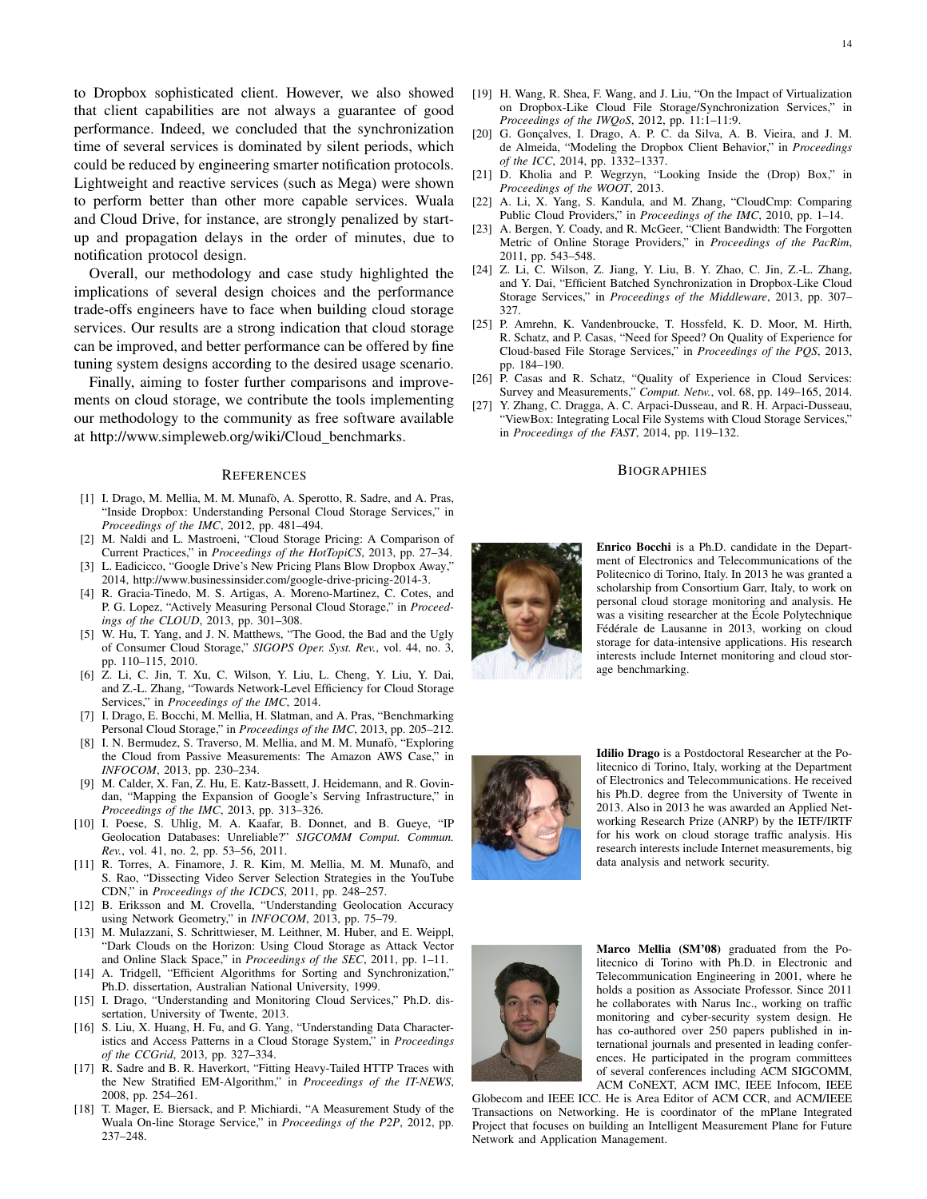to Dropbox sophisticated client. However, we also showed that client capabilities are not always a guarantee of good performance. Indeed, we concluded that the synchronization time of several services is dominated by silent periods, which could be reduced by engineering smarter notification protocols. Lightweight and reactive services (such as Mega) were shown to perform better than other more capable services. Wuala and Cloud Drive, for instance, are strongly penalized by start-up and propagation delays in the order of minutes, due to notification protocol design.

Overall, our methodology and case study highlighted the implications of several design choices and the performance trade-offs engineers have to face when building cloud storage services. Our results are a strong indication that cloud storage can be improved, and better performance can be offered by fine tuning system designs according to the desired usage scenario.

Finally, aiming to foster further comparisons and improvements on cloud storage, we contribute the tools implementing our methodology to the community as free software available at http://www.simpleweb.org/wiki/Cloud_benchmarks.

## References

[1] I. Drago, M. Mellia, M. M. Munafò, A. Sperotto, R. Sadre, and A. Pras, "Inside Dropbox: Understanding Personal Cloud Storage Services," in *Proceedings of the IMC*, 2012, pp. 481–494.

[2] M. Naldi and L. Mastroeni, "Cloud Storage Pricing: A Comparison of Current Practices," in *Proceedings of the HotTopiCS*, 2013, pp. 27–34.

[3] L. Eadicicco, "Google Drive's New Pricing Plans Blow Dropbox Away," 2014, http://www.businessinsider.com/google-drive-pricing-2014-3.

[4] R. Gracia-Tinedo, M. S. Artigas, A. Moreno-Martinez, C. Cotes, and P. G. Lopez, "Actively Measuring Personal Cloud Storage," in *Proceedings of the CLOUD*, 2013, pp. 301–308.

[5] W. Hu, T. Yang, and J. N. Matthews, "The Good, the Bad and the Ugly of Consumer Cloud Storage," *SIGOPS Oper. Syst. Rev.*, vol. 44, no. 3, pp. 110–115, 2010.

[6] Z. Li, C. Jin, T. Xu, C. Wilson, Y. Liu, L. Cheng, Y. Liu, Y. Dai, and Z.-L. Zhang, "Towards Network-Level Efficiency for Cloud Storage Services," in *Proceedings of the IMC*, 2014.

[7] I. Drago, E. Bocchi, M. Mellia, H. Slatman, and A. Pras, "Benchmarking Personal Cloud Storage," in *Proceedings of the IMC*, 2013, pp. 205–212.

[8] I. N. Bermudez, S. Traverso, M. Mellia, and M. M. Munafò, "Exploring the Cloud from Passive Measurements: The Amazon AWS Case," in *INFOCOM*, 2013, pp. 230–234.

[9] M. Calder, X. Fan, Z. Hu, E. Katz-Bassett, J. Heidemann, and R. Govindan, "Mapping the Expansion of Google's Serving Infrastructure," in *Proceedings of the IMC*, 2013, pp. 313–326.

[10] I. Poese, S. Uhlig, M. A. Kaafar, B. Donnet, and B. Gueye, "IP Geolocation Databases: Unreliable?" *SIGCOMM Comput. Commun. Rev.*, vol. 41, no. 2, pp. 53–56, 2011.

[11] R. Torres, A. Finamore, J. R. Kim, M. Mellia, M. M. Munafò, and S. Rao, "Dissecting Video Server Selection Strategies in the YouTube CDN," in *Proceedings of the ICDCS*, 2011, pp. 248–257.

[12] B. Eriksson and M. Crovella, "Understanding Geolocation Accuracy using Network Geometry," in *INFOCOM*, 2013, pp. 75–79.

[13] M. Mulazzani, S. Schrittwieser, M. Leithner, M. Huber, and E. Weippl, "Dark Clouds on the Horizon: Using Cloud Storage as Attack Vector and Online Slack Space," in *Proceedings of the SEC*, 2011, pp. 1–11.

[14] A. Tridgell, "Efficient Algorithms for Sorting and Synchronization," Ph.D. dissertation, Australian National University, 1999.

[15] I. Drago, "Understanding and Monitoring Cloud Services," Ph.D. dissertation, University of Twente, 2013.

[16] S. Liu, X. Huang, H. Fu, and G. Yang, "Understanding Data Characteristics and Access Patterns in a Cloud Storage System," in *Proceedings of the CCGrid*, 2013, pp. 327–334.

[17] R. Sadre and B. R. Haverkort, "Fitting Heavy-Tailed HTTP Traces with the New Stratified EM-Algorithm," in *Proceedings of the IT-NEWS*, 2008, pp. 254–261.

[18] T. Mager, E. Biersack, and P. Michiardi, "A Measurement Study of the Wuala On-line Storage Service," in *Proceedings of the P2P*, 2012, pp. 237–248.

[19] H. Wang, R. Shea, F. Wang, and J. Liu, "On the Impact of Virtualization on Dropbox-Like Cloud File Storage/Synchronization Services," in *Proceedings of the IWQoS*, 2012, pp. 11:1–11:9.

[20] G. Gonçalves, I. Drago, A. P. C. da Silva, A. B. Vieira, and J. M. de Almeida, "Modeling the Dropbox Client Behavior," in *Proceedings of the ICC*, 2014, pp. 1332–1337.

[21] D. Kholia and P. Wegrzyn, "Looking Inside the (Drop) Box," in *Proceedings of the WOOT*, 2013.

[22] A. Li, X. Yang, S. Kandula, and M. Zhang, "CloudCmp: Comparing Public Cloud Providers," in *Proceedings of the IMC*, 2010, pp. 1–14.

[23] A. Bergen, Y. Coady, and R. McGeer, "Client Bandwidth: The Forgotten Metric of Online Storage Providers," in *Proceedings of the PacRim*, 2011, pp. 543–548.

[24] Z. Li, C. Wilson, Z. Jiang, Y. Liu, B. Y. Zhao, C. Jin, Z.-L. Zhang, and Y. Dai, "Efficient Batched Synchronization in Dropbox-Like Cloud Storage Services," in *Proceedings of the Middleware*, 2013, pp. 307–327.

[25] P. Amrehn, K. Vandenbroucke, T. Hossfeld, K. D. Moor, M. Hirth, R. Schatz, and P. Casas, "Need for Speed? On Quality of Experience for Cloud-based File Storage Services," in *Proceedings of the PQS*, 2013, pp. 184–190.

[26] P. Casas and R. Schatz, "Quality of Experience in Cloud Services: Survey and Measurements," *Comput. Netw.*, vol. 68, pp. 149–165, 2014.

[27] Y. Zhang, C. Dragga, A. C. Arpaci-Dusseau, and R. H. Arpaci-Dusseau, "ViewBox: Integrating Local File Systems with Cloud Storage Services," in *Proceedings of the FAST*, 2014, pp. 119–132.

## Biographies

**Enrico Bocchi** is a Ph.D. candidate in the Department of Electronics and Telecommunications of the Politecnico di Torino, Italy. In 2013 he was granted a scholarship from Consortium Garr, Italy, to work on personal cloud storage monitoring and analysis. He was a visiting researcher at the École Polytechnique Fédérale de Lausanne in 2013, working on cloud storage for data-intensive applications. His research interests include Internet monitoring and cloud storage benchmarking.

**Idilio Drago** is a Postdoctoral Researcher at the Politecnico di Torino, Italy, working at the Department of Electronics and Telecommunications. He received his Ph.D. degree from the University of Twente in 2013. Also in 2013 he was awarded an Applied Networking Research Prize (ANRP) by the IETF/IRTF for his work on cloud storage traffic analysis. His research interests include Internet measurements, big data analysis and network security.

**Marco Mellia (SM'08)** graduated from the Politecnico di Torino with Ph.D. in Electronic and Telecommunication Engineering in 2001, where he holds a position as Associate Professor. Since 2011 he collaborates with Narus Inc., working on traffic monitoring and cyber-security system design. He has co-authored over 250 papers published in international journals and presented in leading conferences. He participated in the program committees of several conferences including ACM SIGCOMM, ACM CoNEXT, ACM IMC, IEEE Infocom, IEEE Globecom and IEEE ICC. He is Area Editor of ACM CCR, and ACM/IEEE Transactions on Networking. He is coordinator of the mPlane Integrated Project that focuses on building an Intelligent Measurement Plane for Future Network and Application Management.